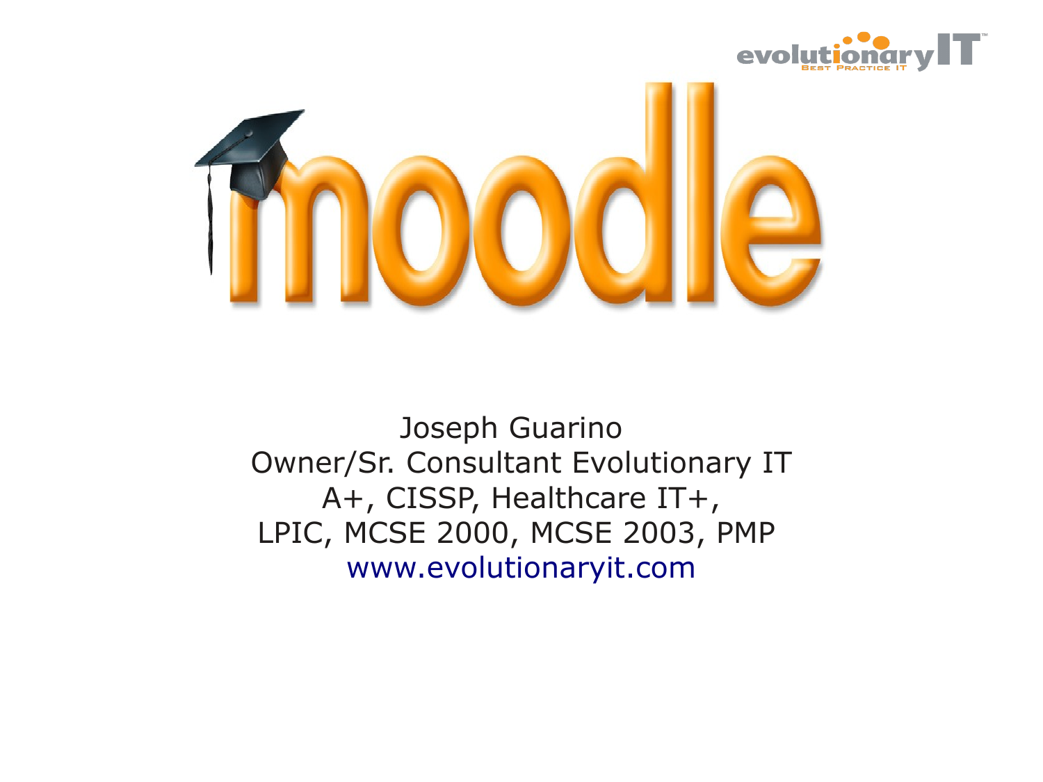# moodle

Joseph Guarino
Owner/Sr. Consultant Evolutionary IT
A+, CISSP, Healthcare IT+,
LPIC, MCSE 2000, MCSE 2003, PMP
www.evolutionaryit.com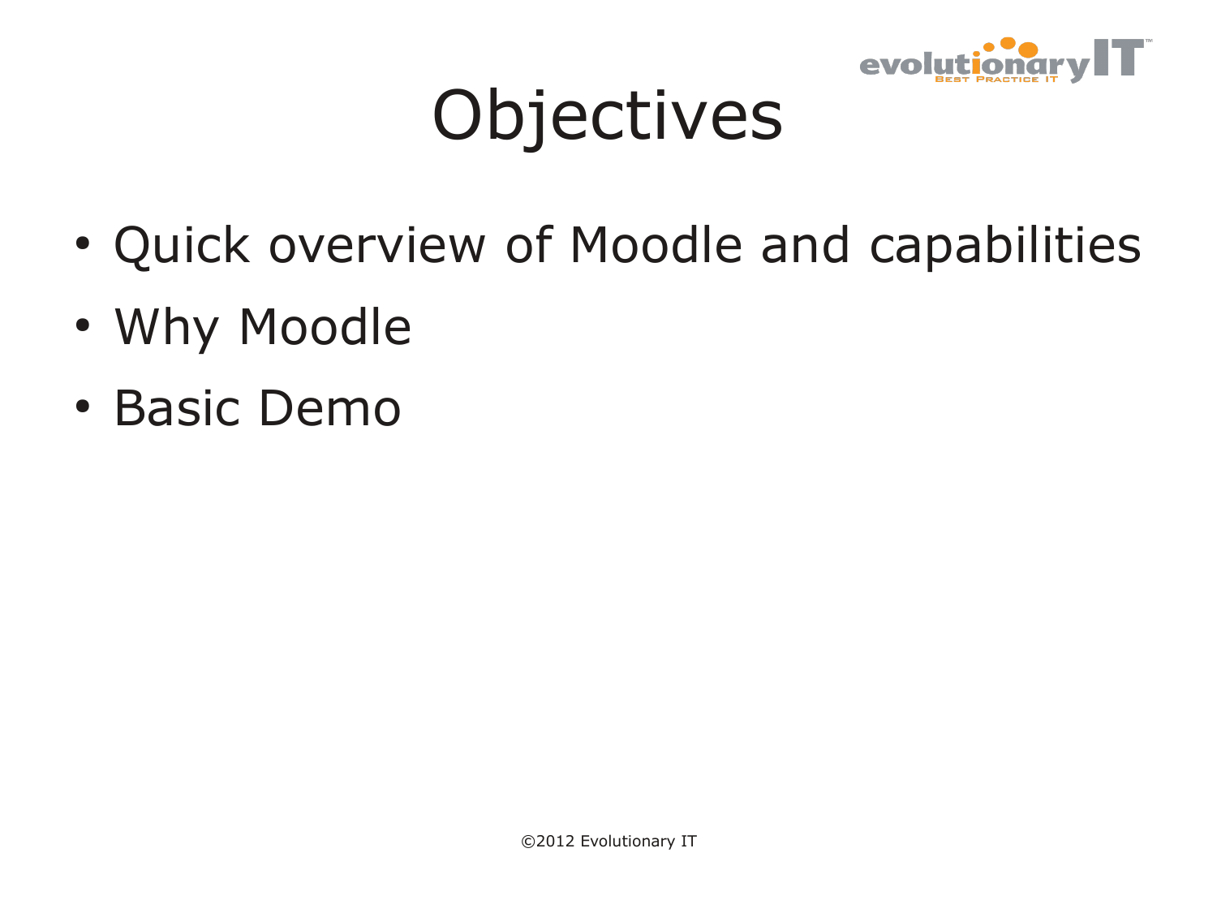# Objectives

- Quick overview of Moodle and capabilities
- Why Moodle
- Basic Demo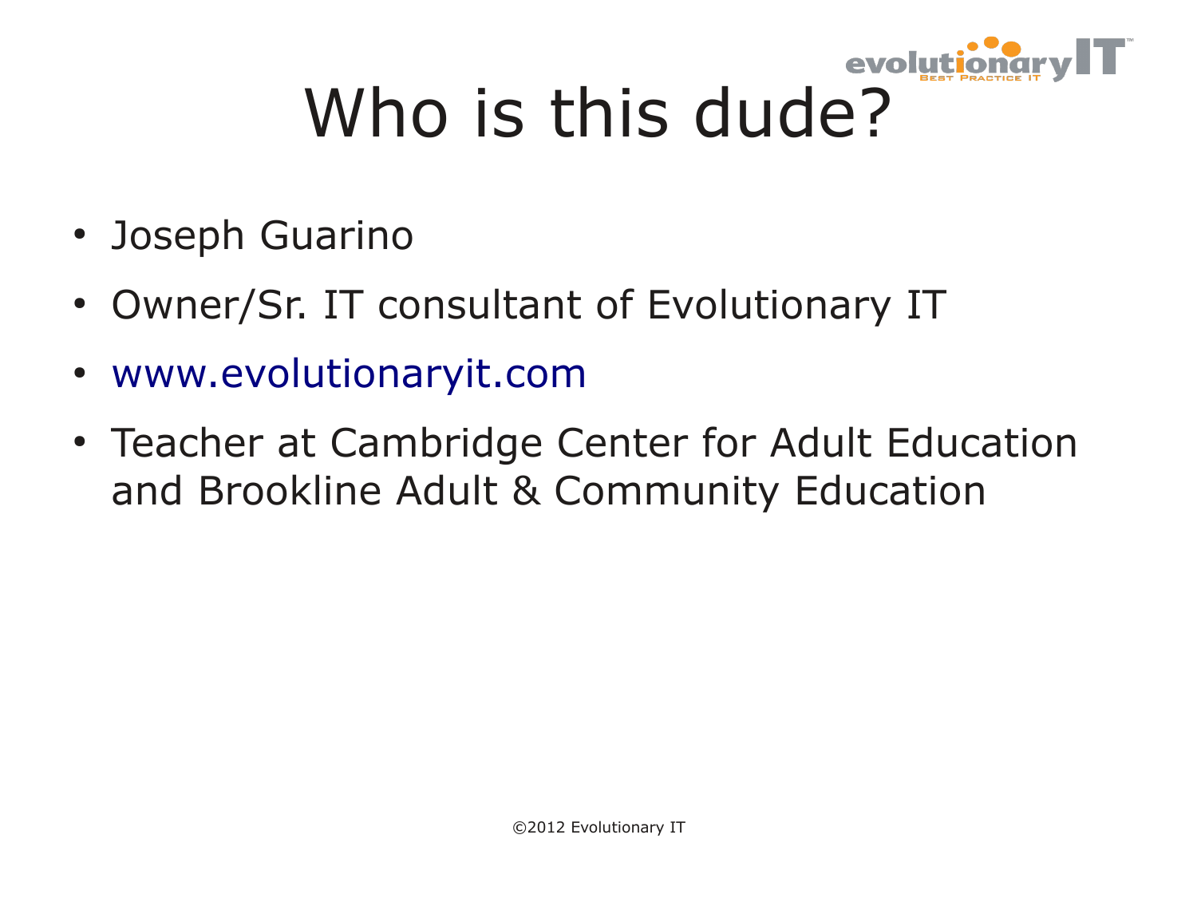# Who is this dude?

- Joseph Guarino
- Owner/Sr. IT consultant of Evolutionary IT
- www.evolutionaryit.com
- Teacher at Cambridge Center for Adult Education and Brookline Adult & Community Education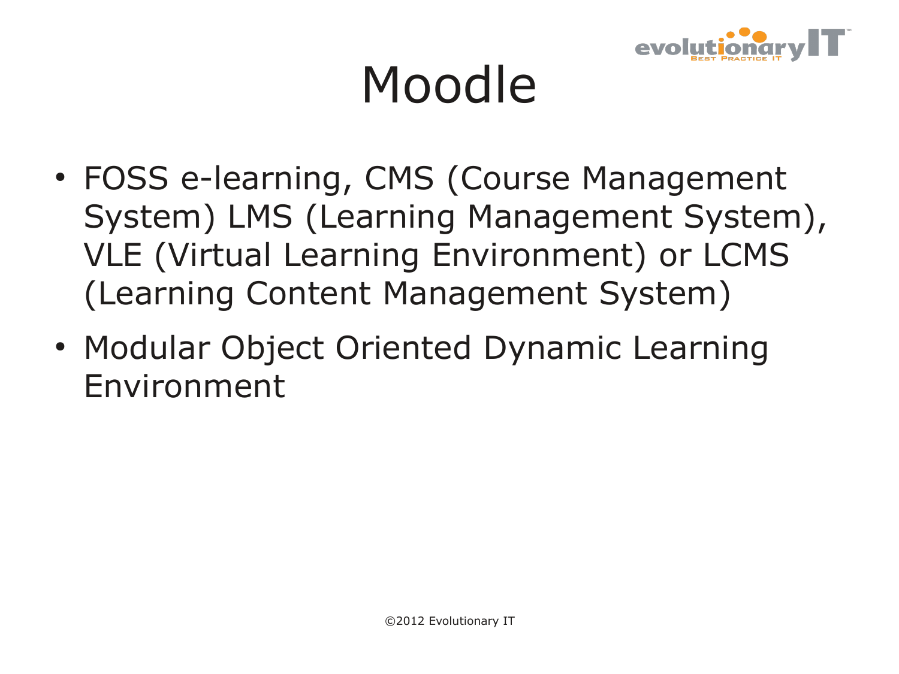# Moodle

- FOSS e-learning, CMS (Course Management System) LMS (Learning Management System), VLE (Virtual Learning Environment) or LCMS (Learning Content Management System)
- Modular Object Oriented Dynamic Learning Environment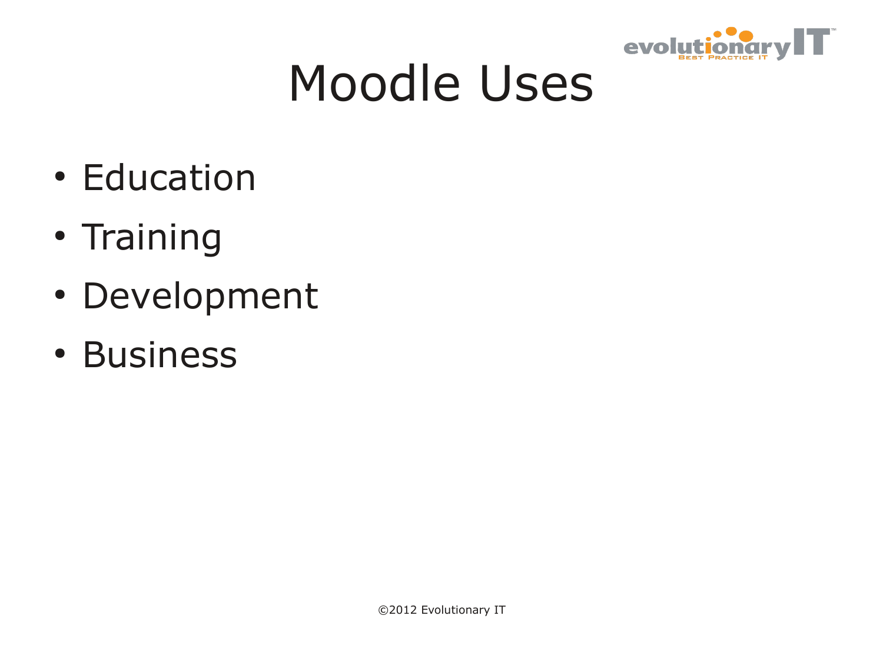# Moodle Uses

- Education
- Training
- Development
- Business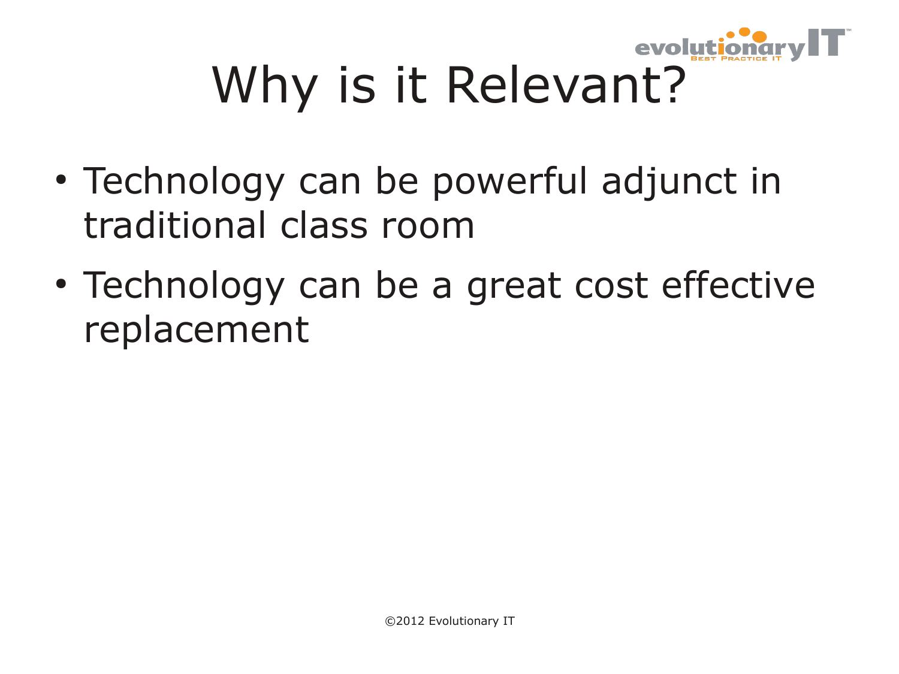# Why is it Relevant?

- Technology can be powerful adjunct in traditional class room
- Technology can be a great cost effective replacement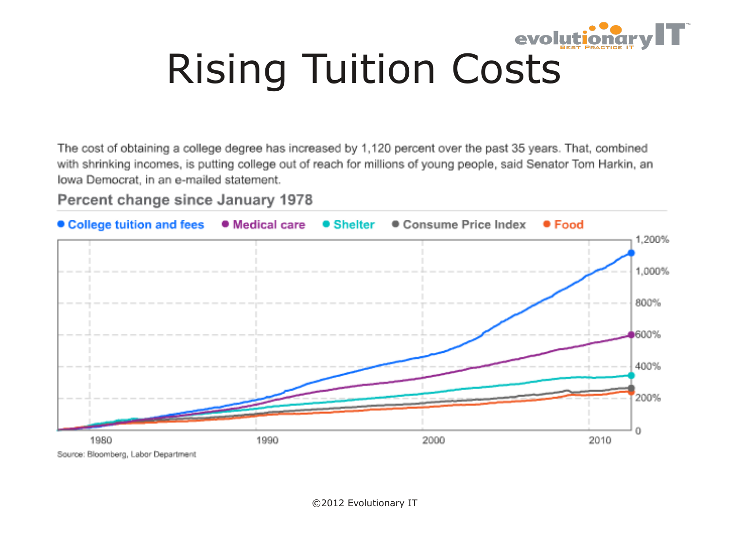# Rising Tuition Costs

The cost of obtaining a college degree has increased by 1,120 percent over the past 35 years. That, combined with shrinking incomes, is putting college out of reach for millions of young people, said Senator Tom Harkin, an Iowa Democrat, in an e-mailed statement.

## Percent change since January 1978

● College tuition and fees ● Medical care ● Shelter ● Consume Price Index ● Food

Source: Bloomberg, Labor Department

©2012 Evolutionary IT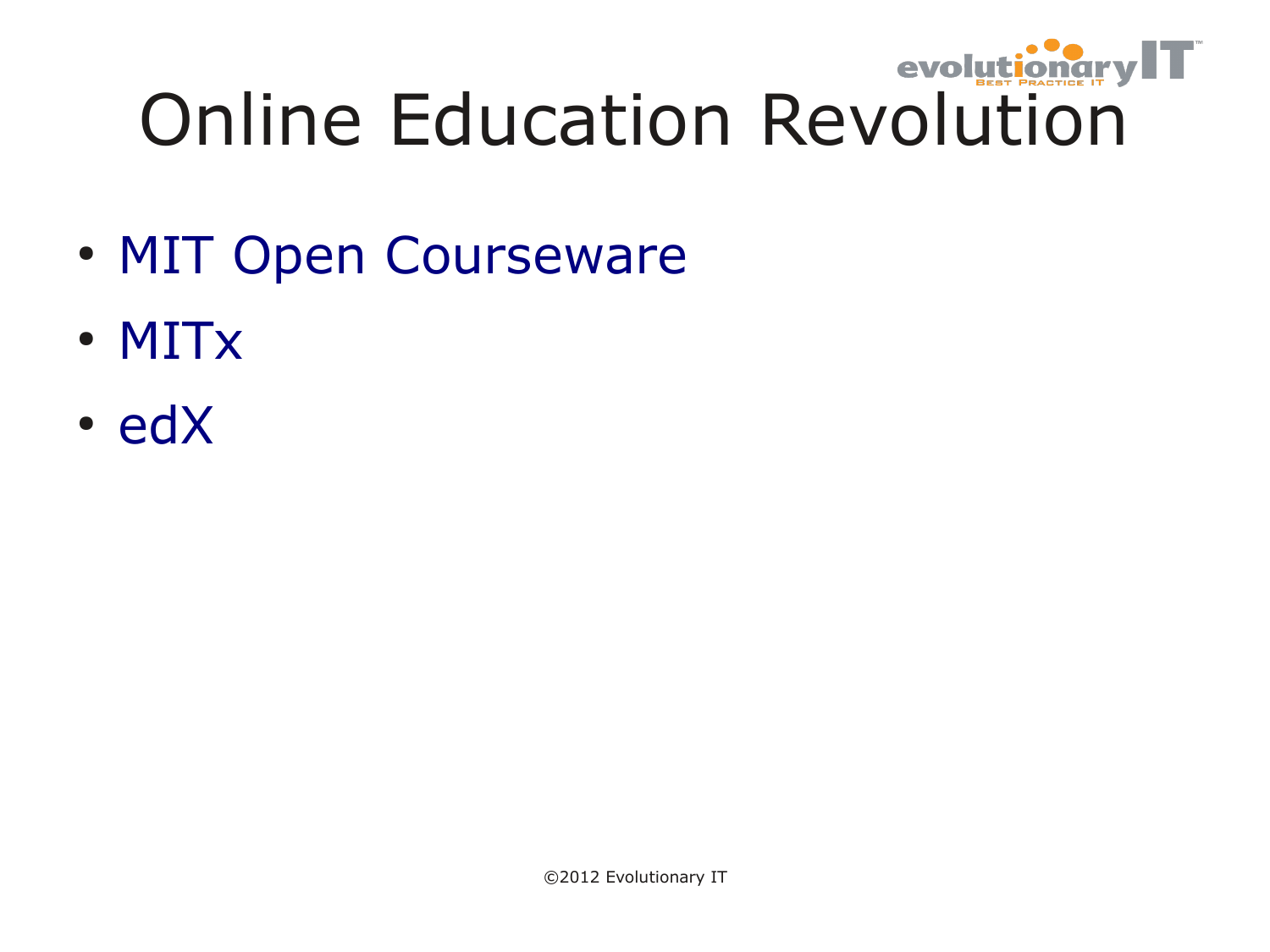# Online Education Revolution

- MIT Open Courseware
- MITx
- edX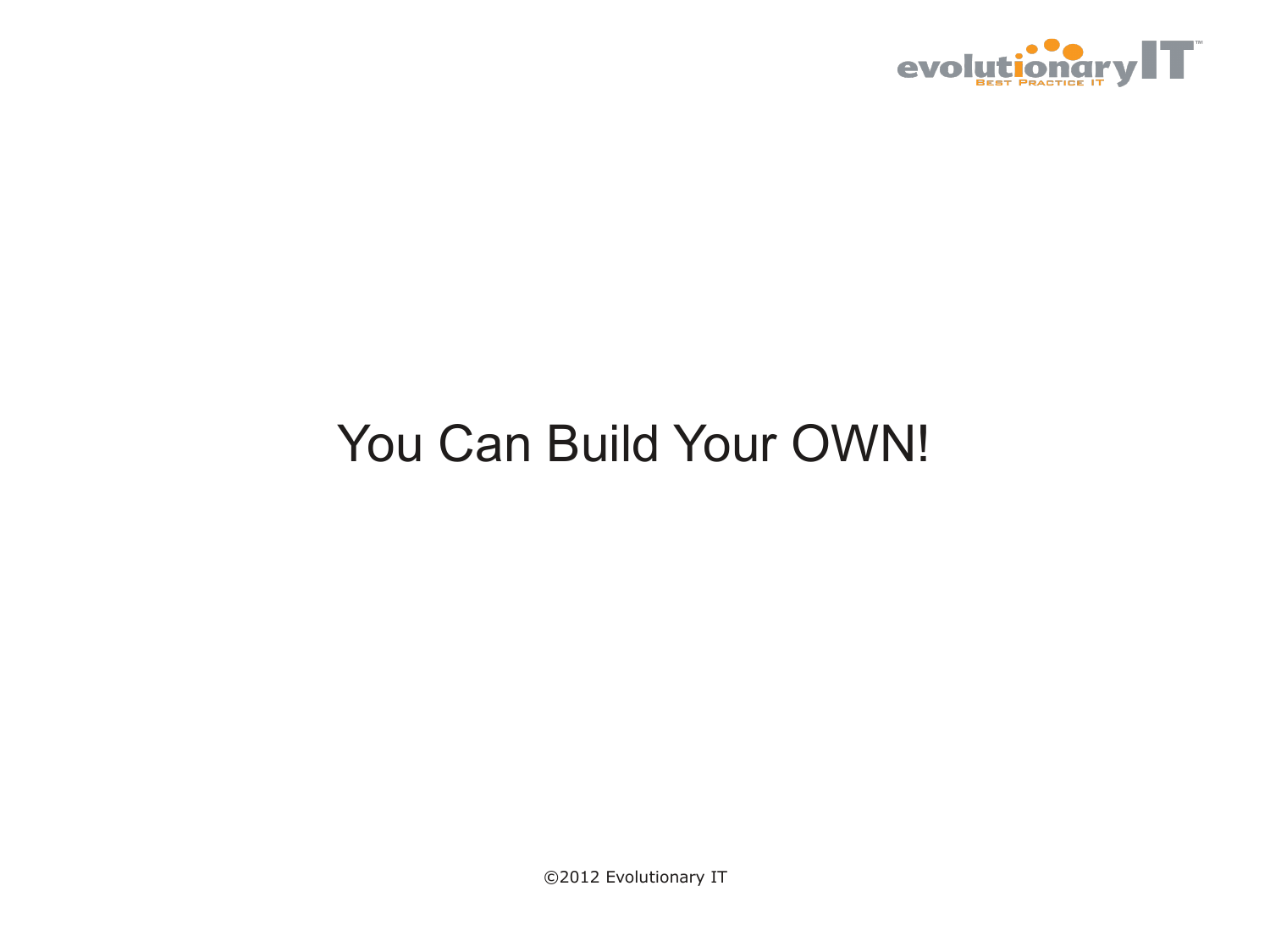# You Can Build Your OWN!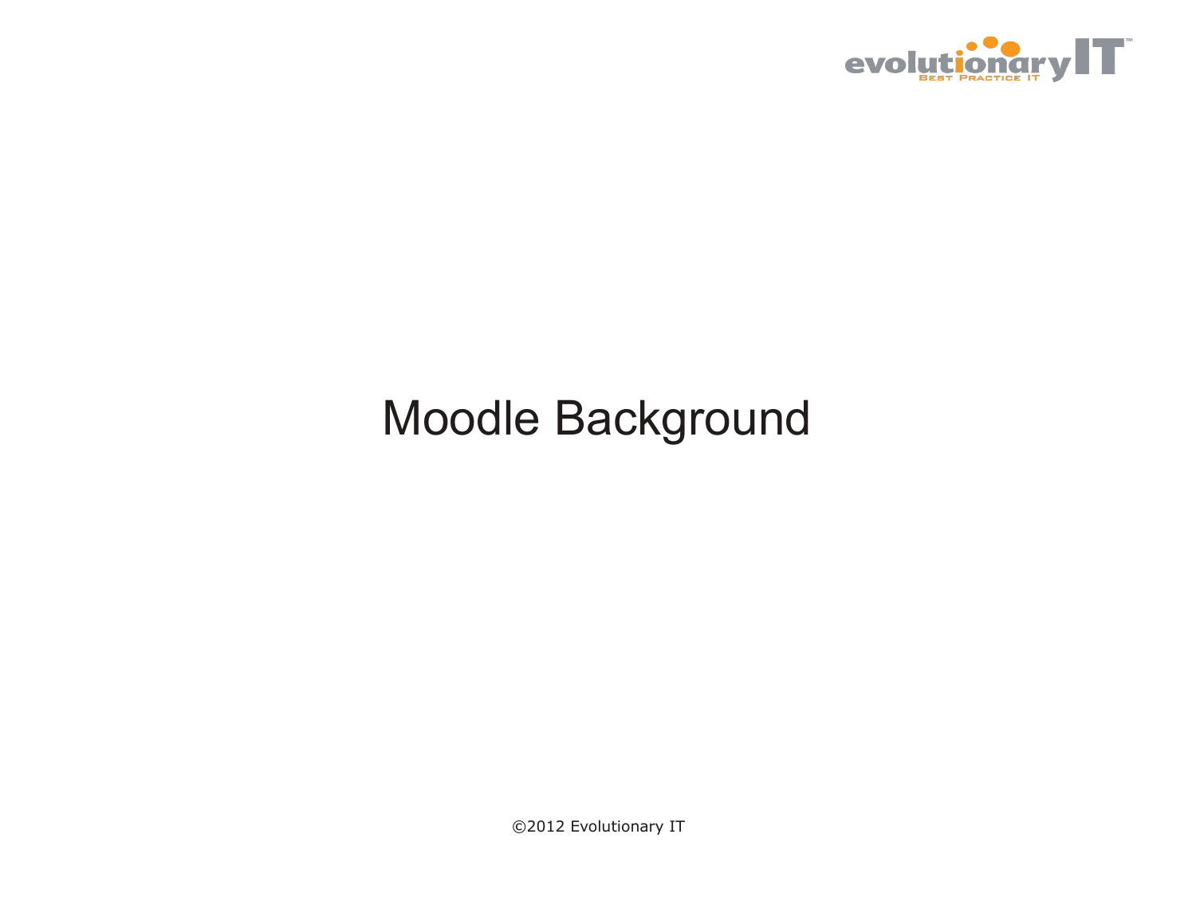# Moodle Background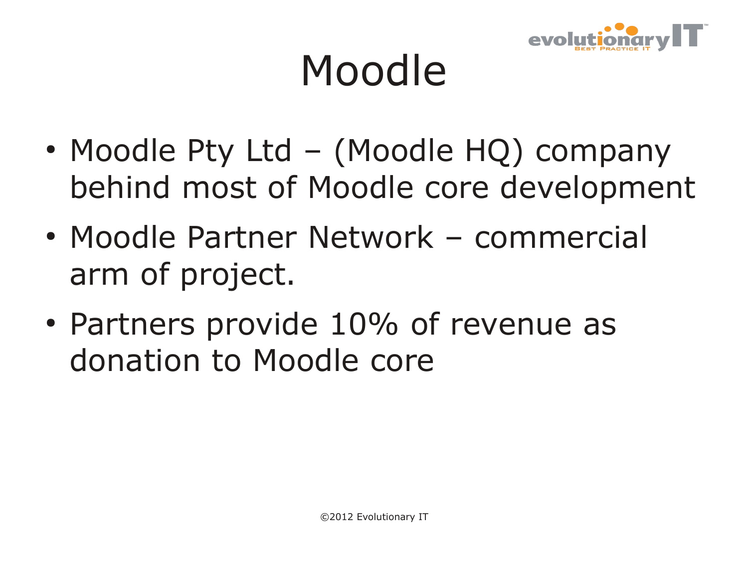# Moodle

- Moodle Pty Ltd – (Moodle HQ) company behind most of Moodle core development
- Moodle Partner Network – commercial arm of project.
- Partners provide 10% of revenue as donation to Moodle core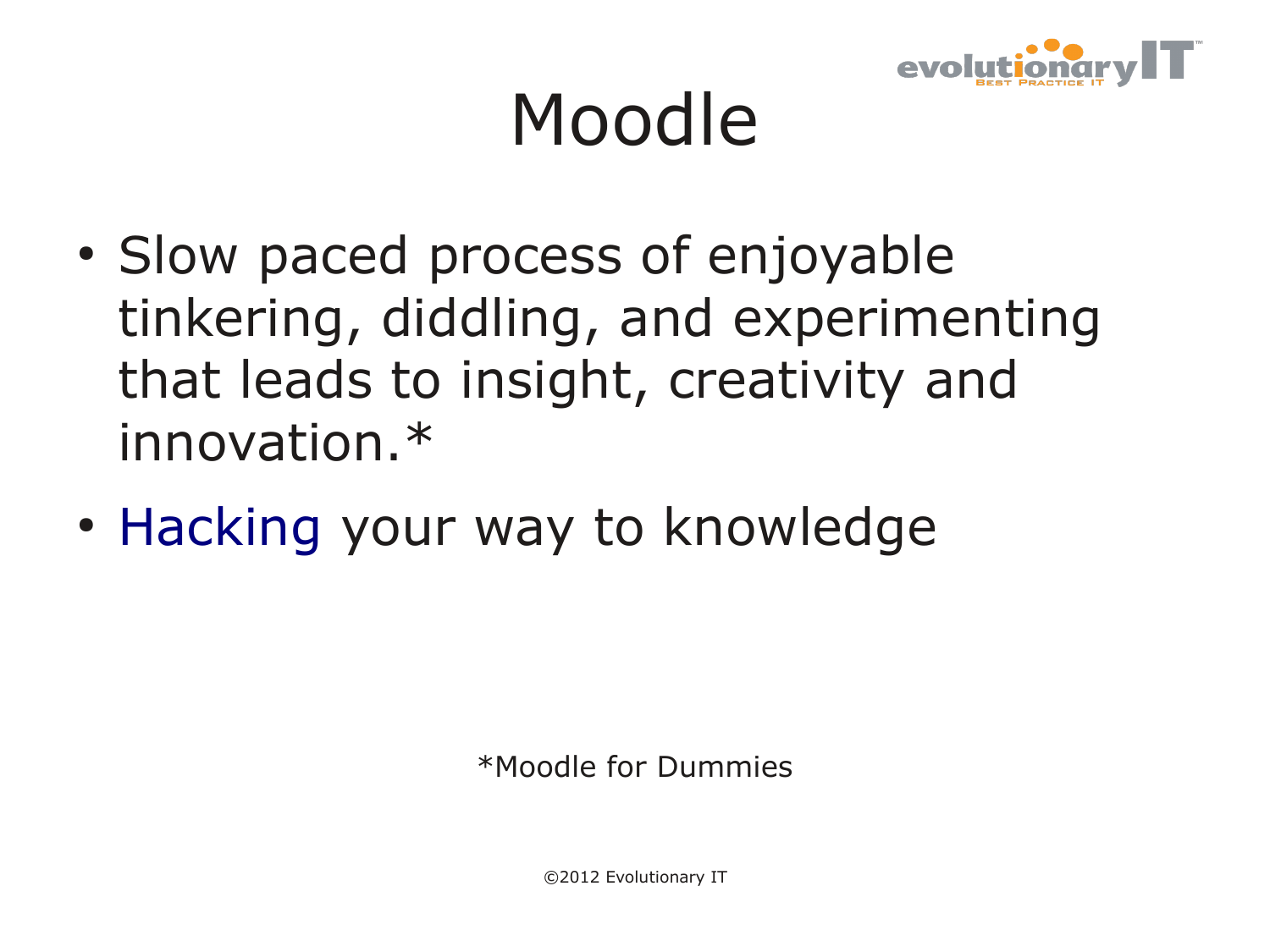# Moodle

- Slow paced process of enjoyable tinkering, diddling, and experimenting that leads to insight, creativity and innovation.*
- Hacking your way to knowledge

*Moodle for Dummies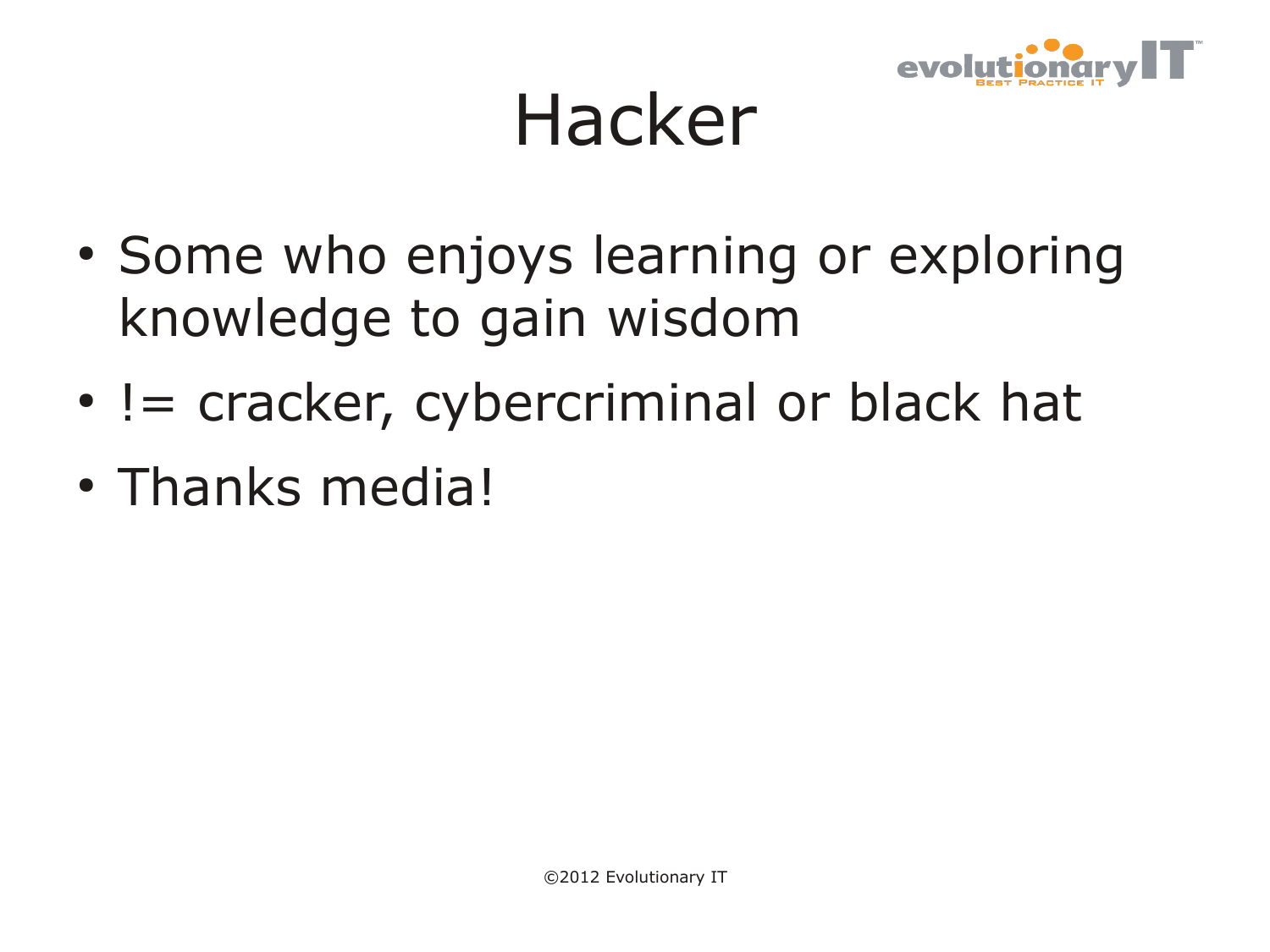# Hacker

- Some who enjoys learning or exploring knowledge to gain wisdom
- != cracker, cybercriminal or black hat
- Thanks media!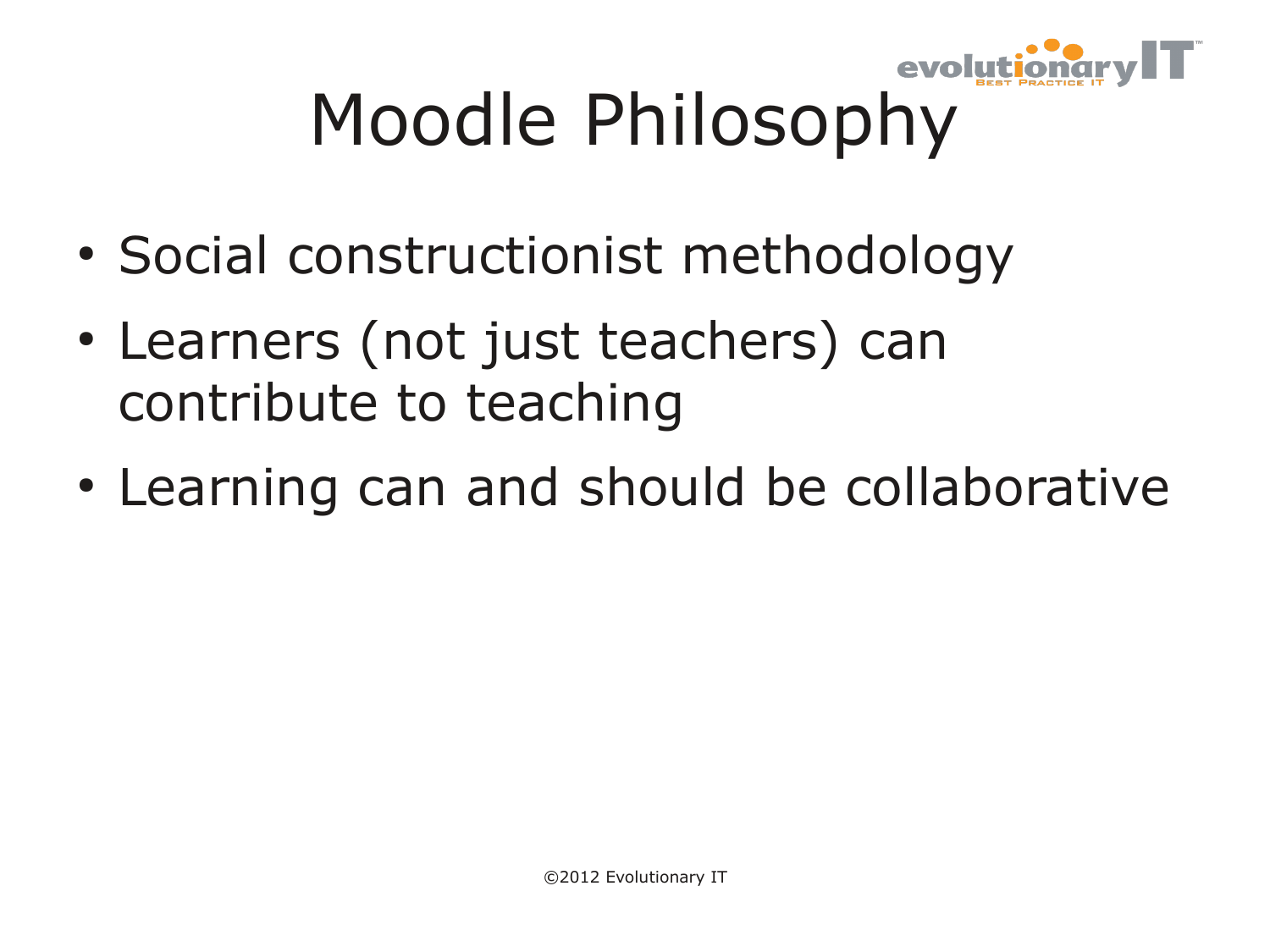# Moodle Philosophy

- Social constructionist methodology
- Learners (not just teachers) can contribute to teaching
- Learning can and should be collaborative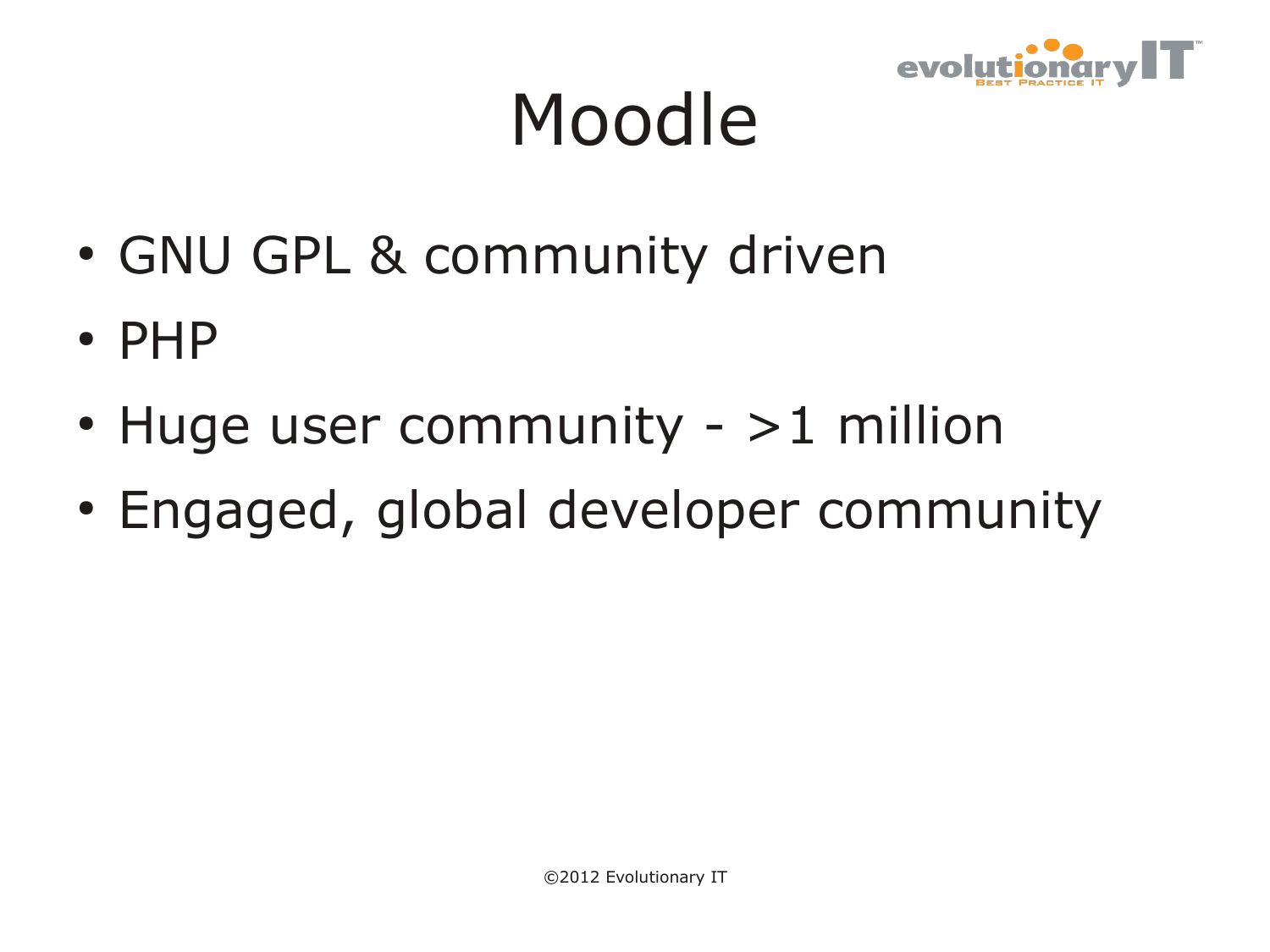# Moodle

- GNU GPL & community driven
- PHP
- Huge user community - >1 million
- Engaged, global developer community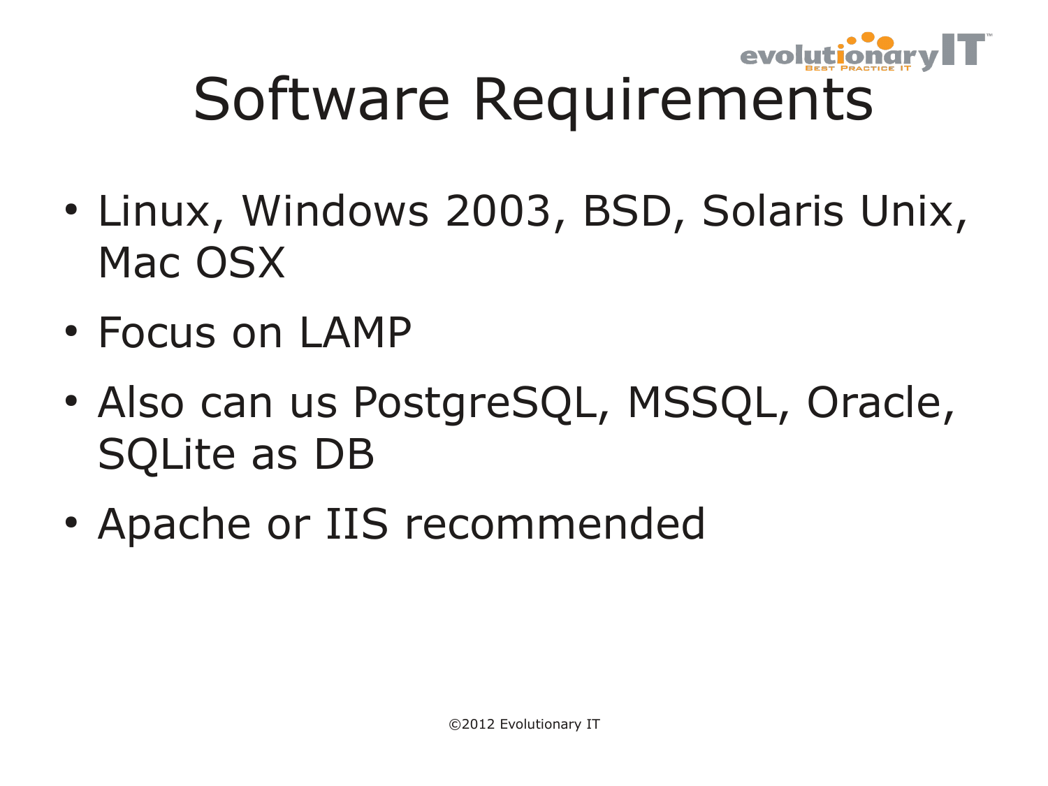# Software Requirements

- Linux, Windows 2003, BSD, Solaris Unix, Mac OSX
- Focus on LAMP
- Also can us PostgreSQL, MSSQL, Oracle, SQLite as DB
- Apache or IIS recommended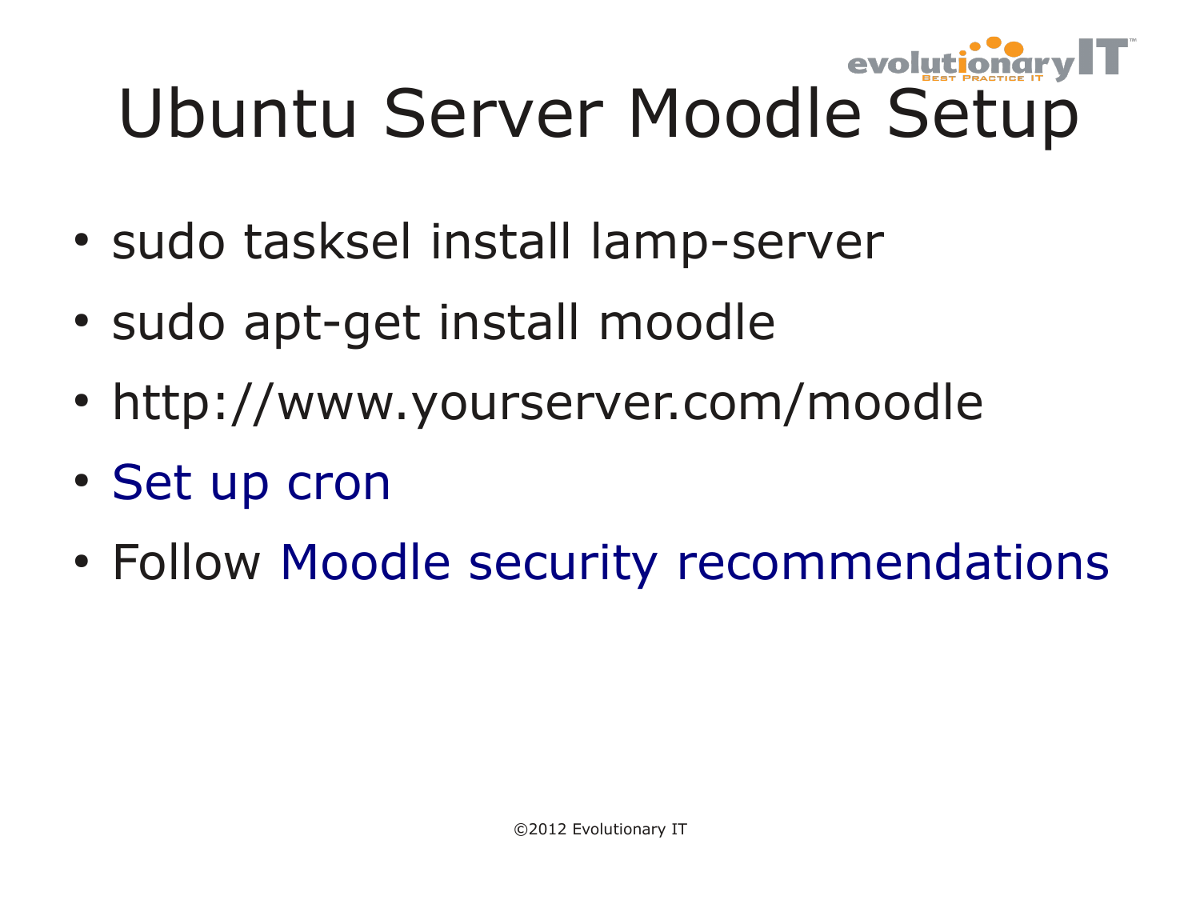# Ubuntu Server Moodle Setup

- sudo tasksel install lamp-server
- sudo apt-get install moodle
- http://www.yourserver.com/moodle
- Set up cron
- Follow Moodle security recommendations

©2012 Evolutionary IT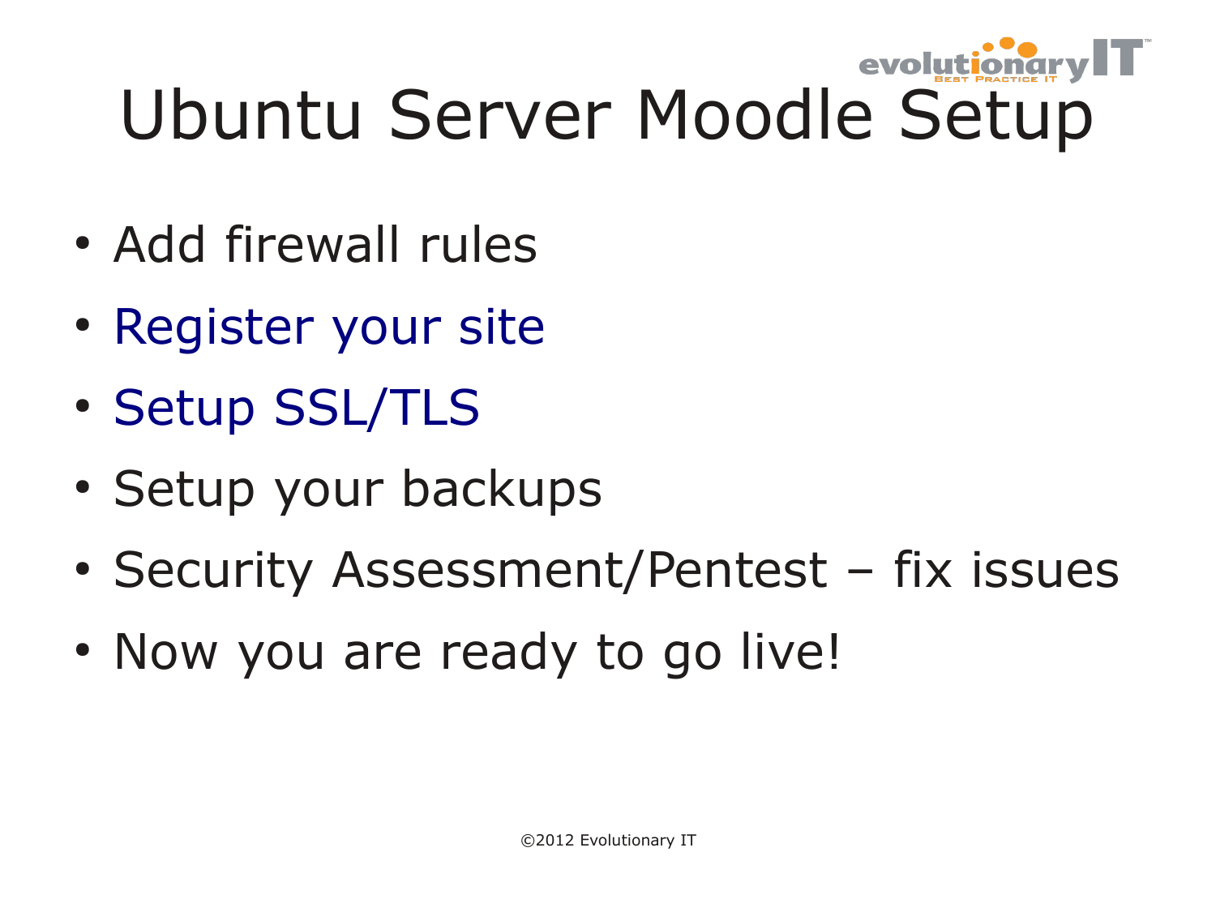# Ubuntu Server Moodle Setup

- Add firewall rules
- Register your site
- Setup SSL/TLS
- Setup your backups
- Security Assessment/Pentest – fix issues
- Now you are ready to go live!

©2012 Evolutionary IT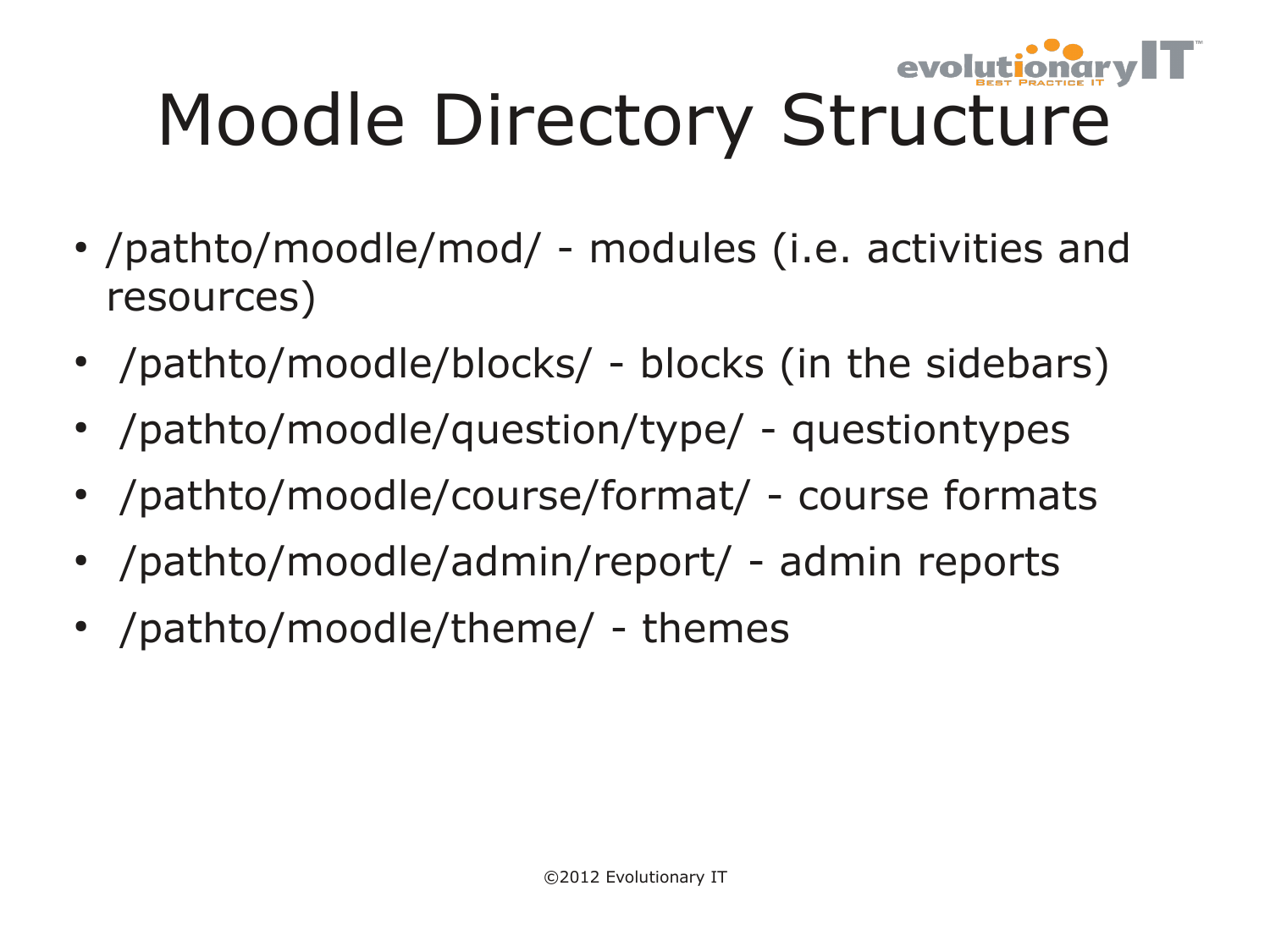# Moodle Directory Structure

- /pathto/moodle/mod/ - modules (i.e. activities and resources)
- /pathto/moodle/blocks/ - blocks (in the sidebars)
- /pathto/moodle/question/type/ - questiontypes
- /pathto/moodle/course/format/ - course formats
- /pathto/moodle/admin/report/ - admin reports
- /pathto/moodle/theme/ - themes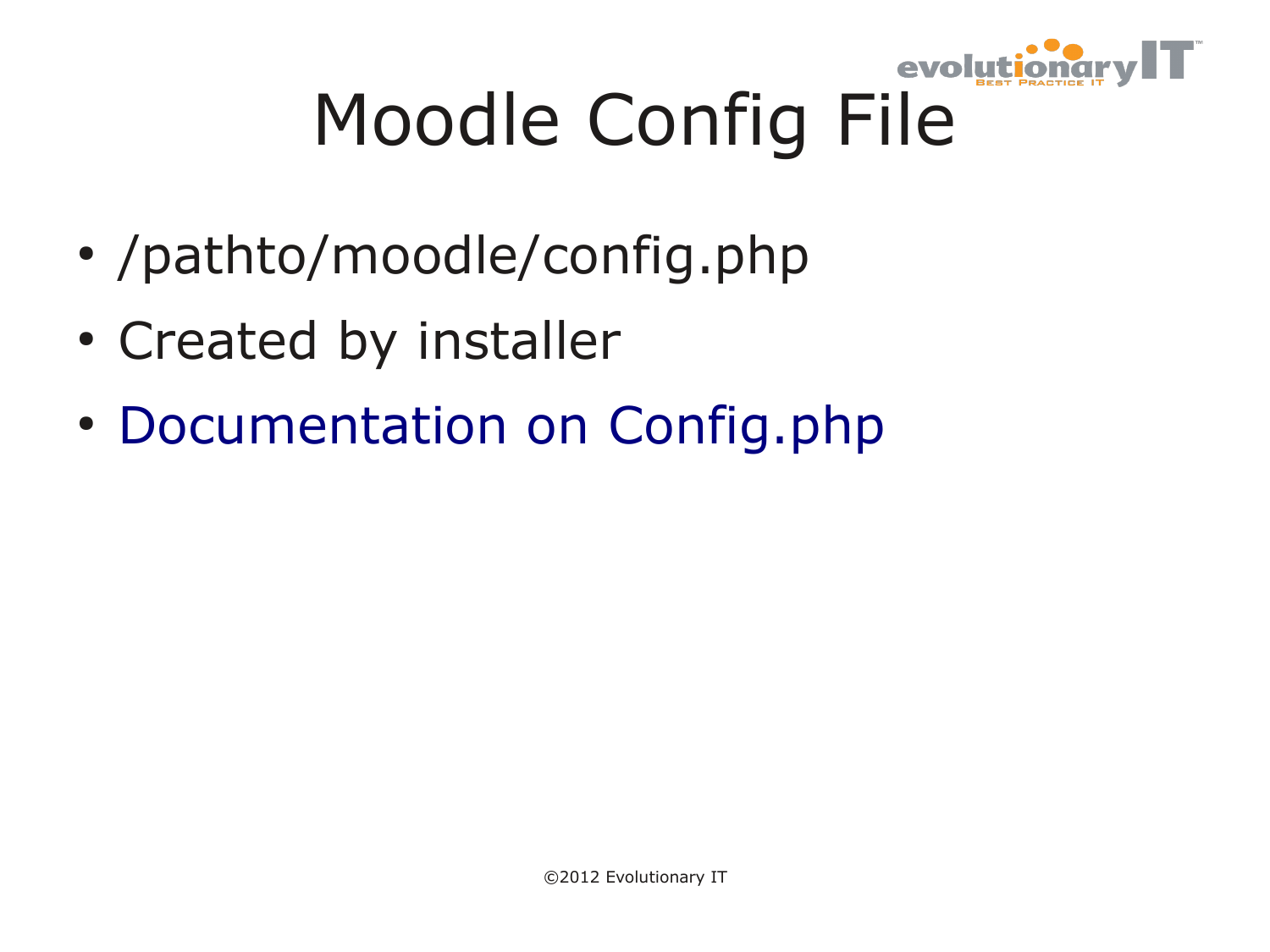# Moodle Config File

- /pathto/moodle/config.php
- Created by installer
- Documentation on Config.php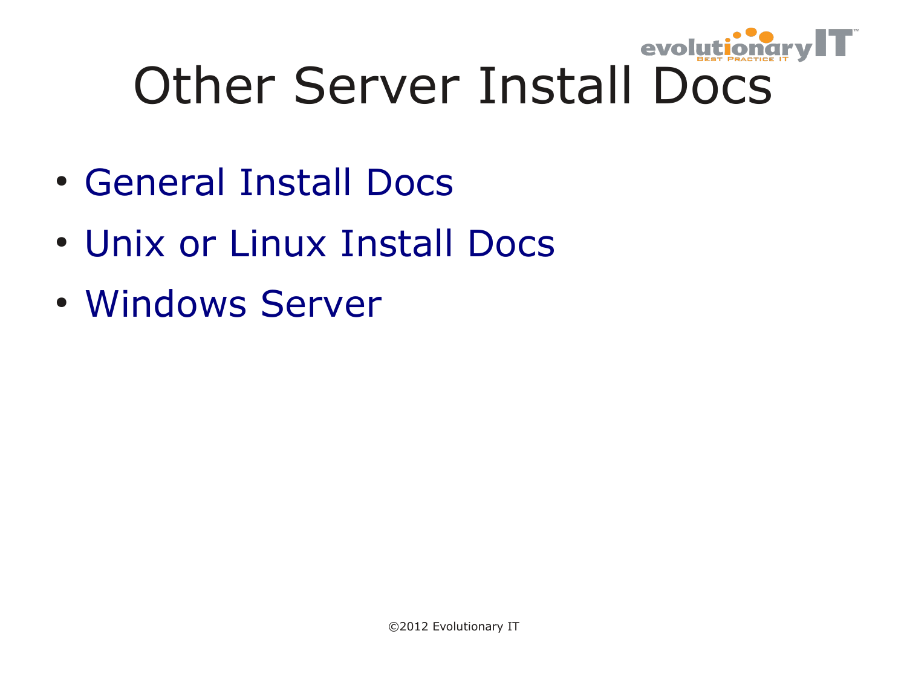# Other Server Install Docs

- General Install Docs
- Unix or Linux Install Docs
- Windows Server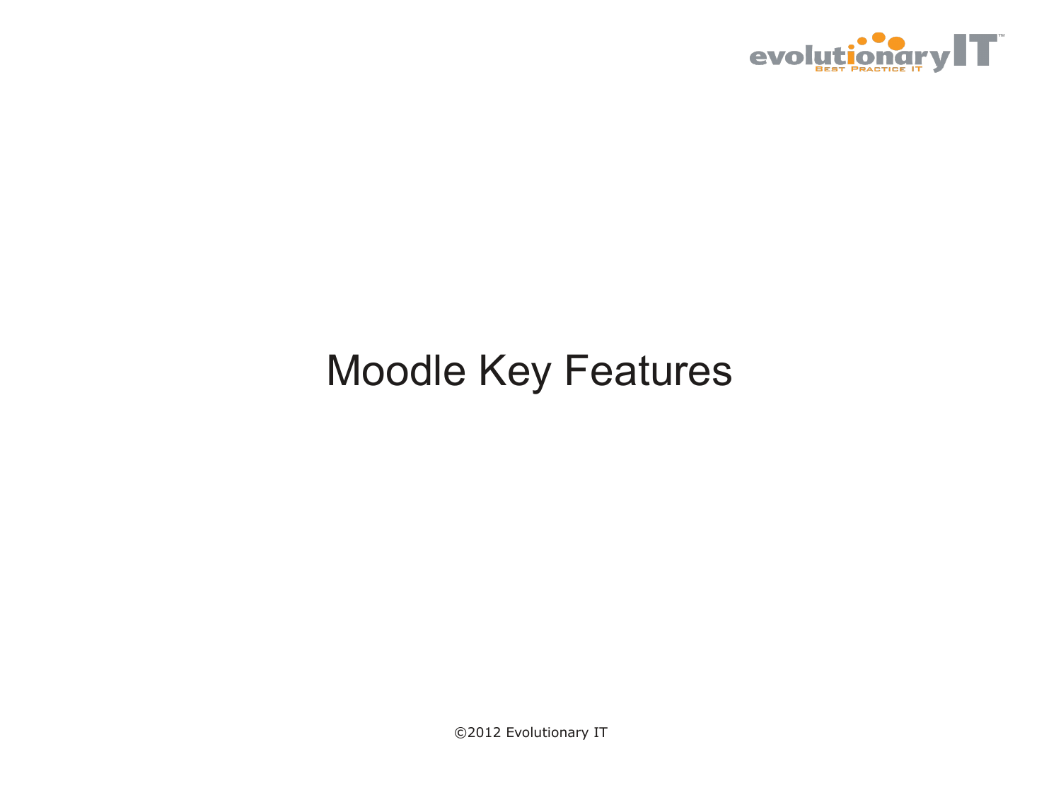# Moodle Key Features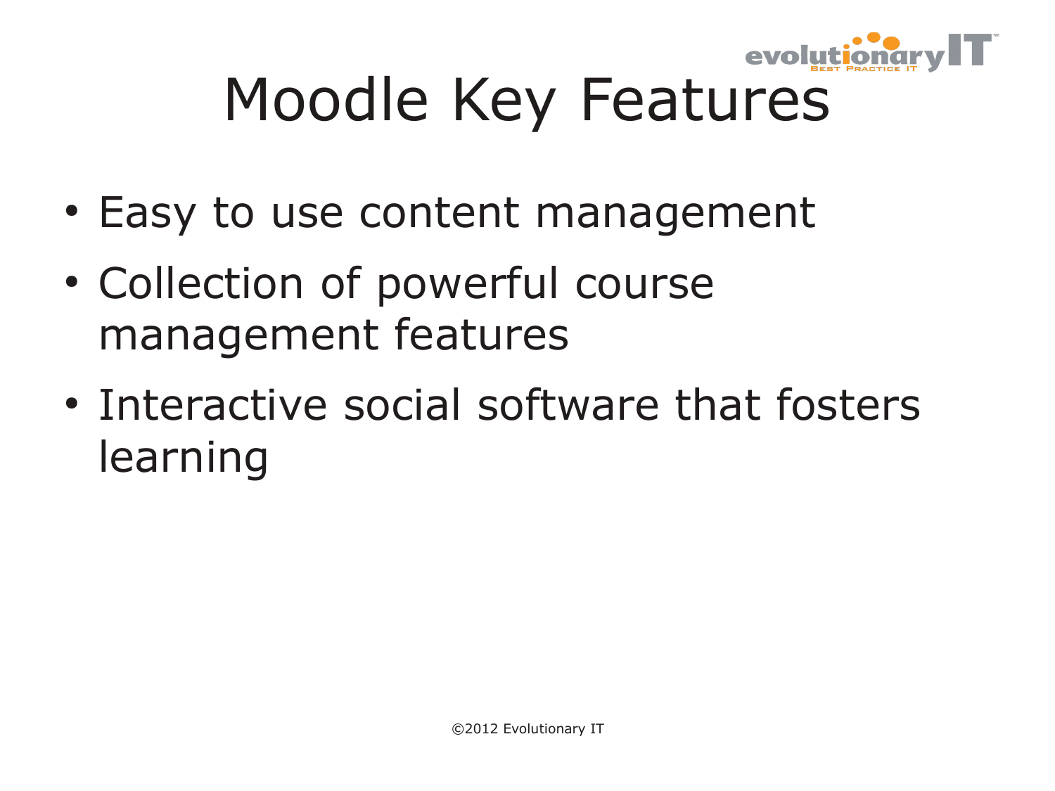# Moodle Key Features

- Easy to use content management
- Collection of powerful course management features
- Interactive social software that fosters learning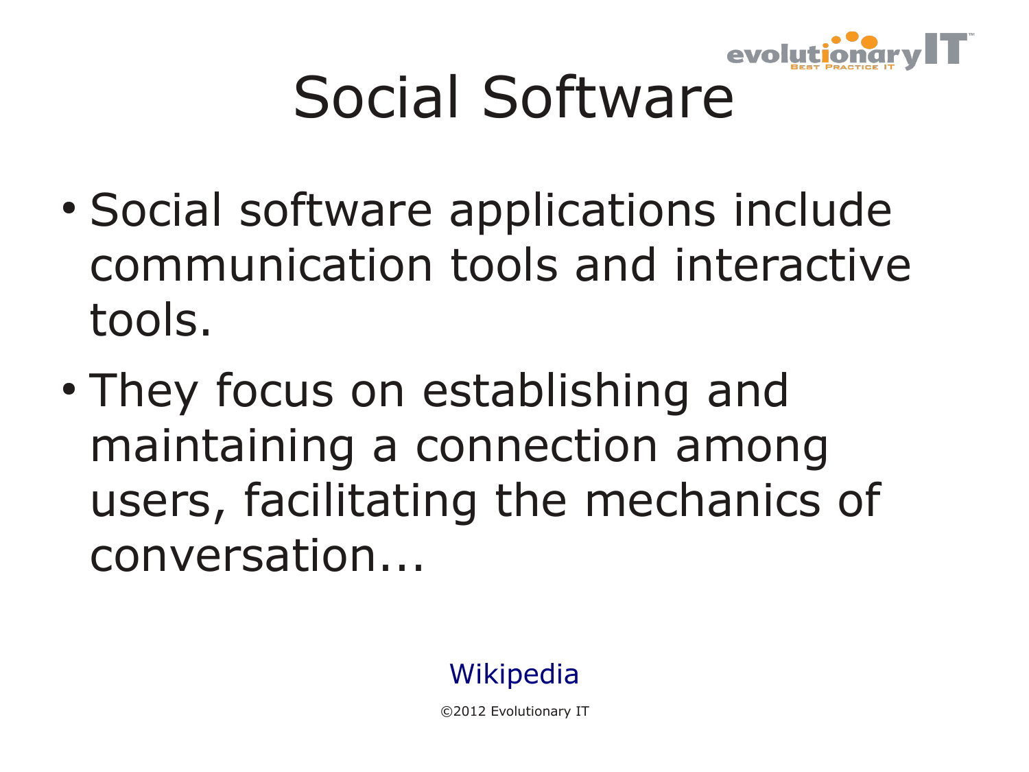# Social Software

- Social software applications include communication tools and interactive tools.
- They focus on establishing and maintaining a connection among users, facilitating the mechanics of conversation…

Wikipedia

©2012 Evolutionary IT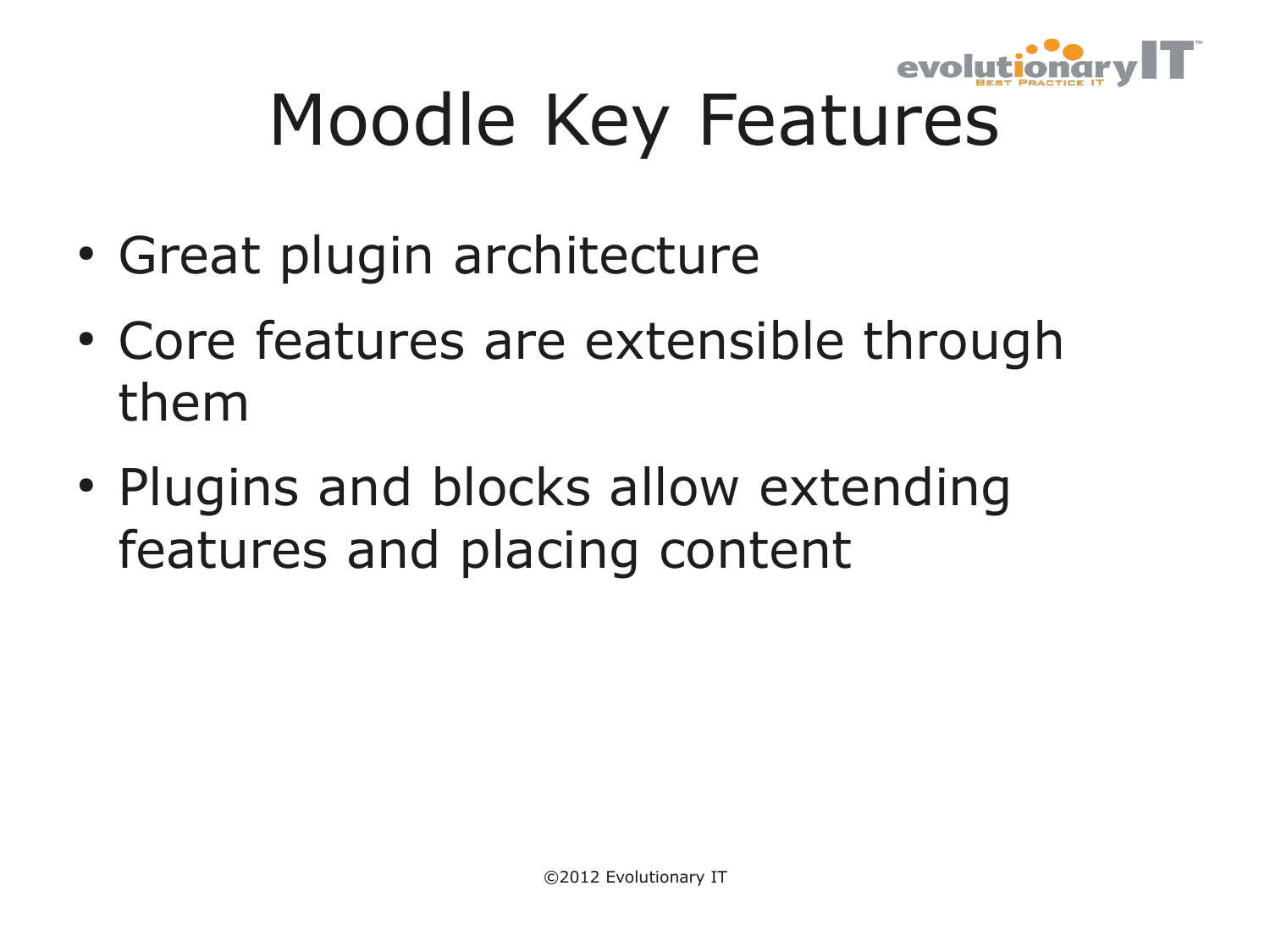# Moodle Key Features

- Great plugin architecture
- Core features are extensible through them
- Plugins and blocks allow extending features and placing content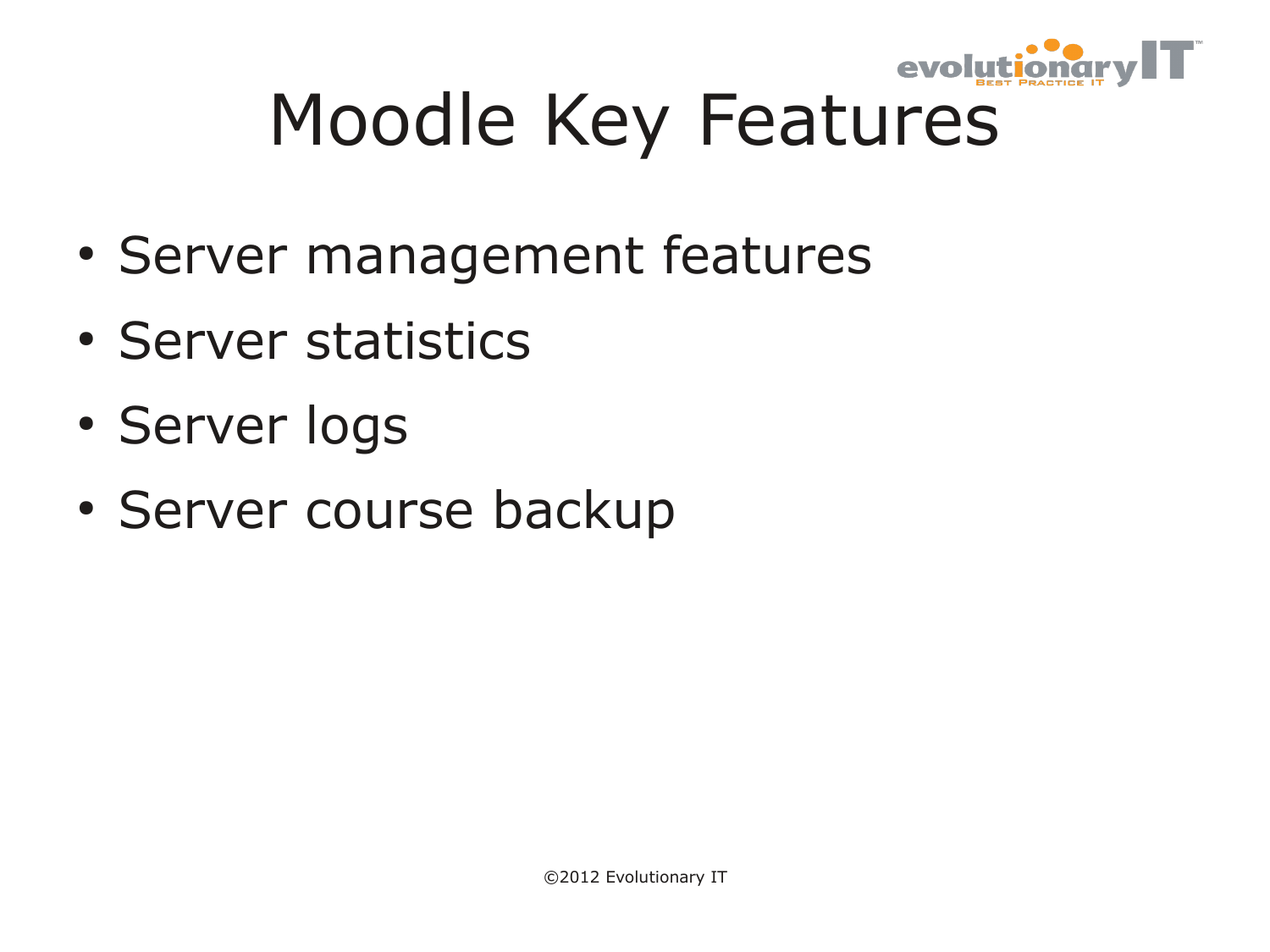# Moodle Key Features

- Server management features
- Server statistics
- Server logs
- Server course backup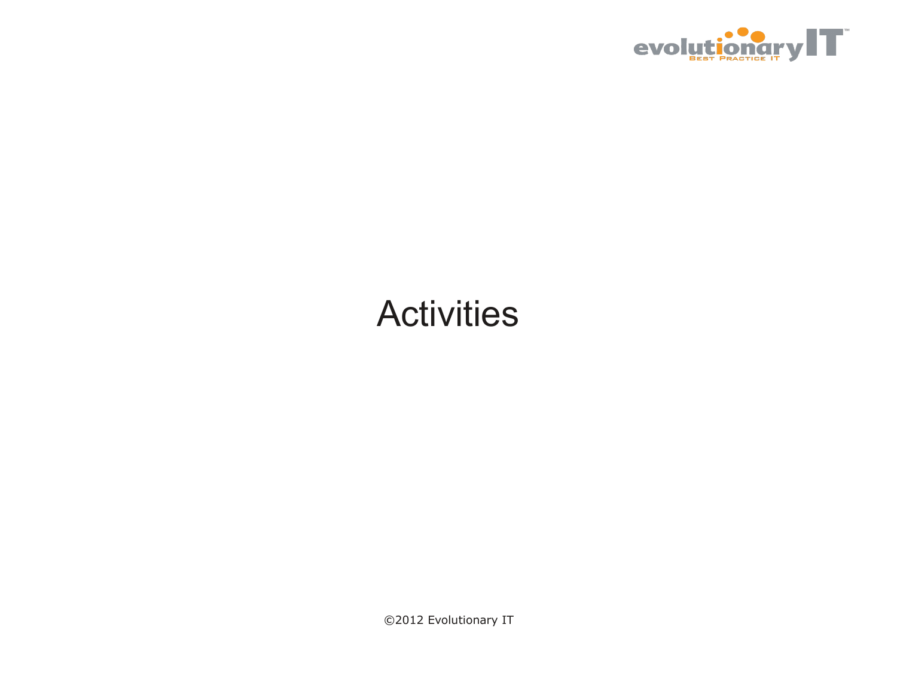# Activities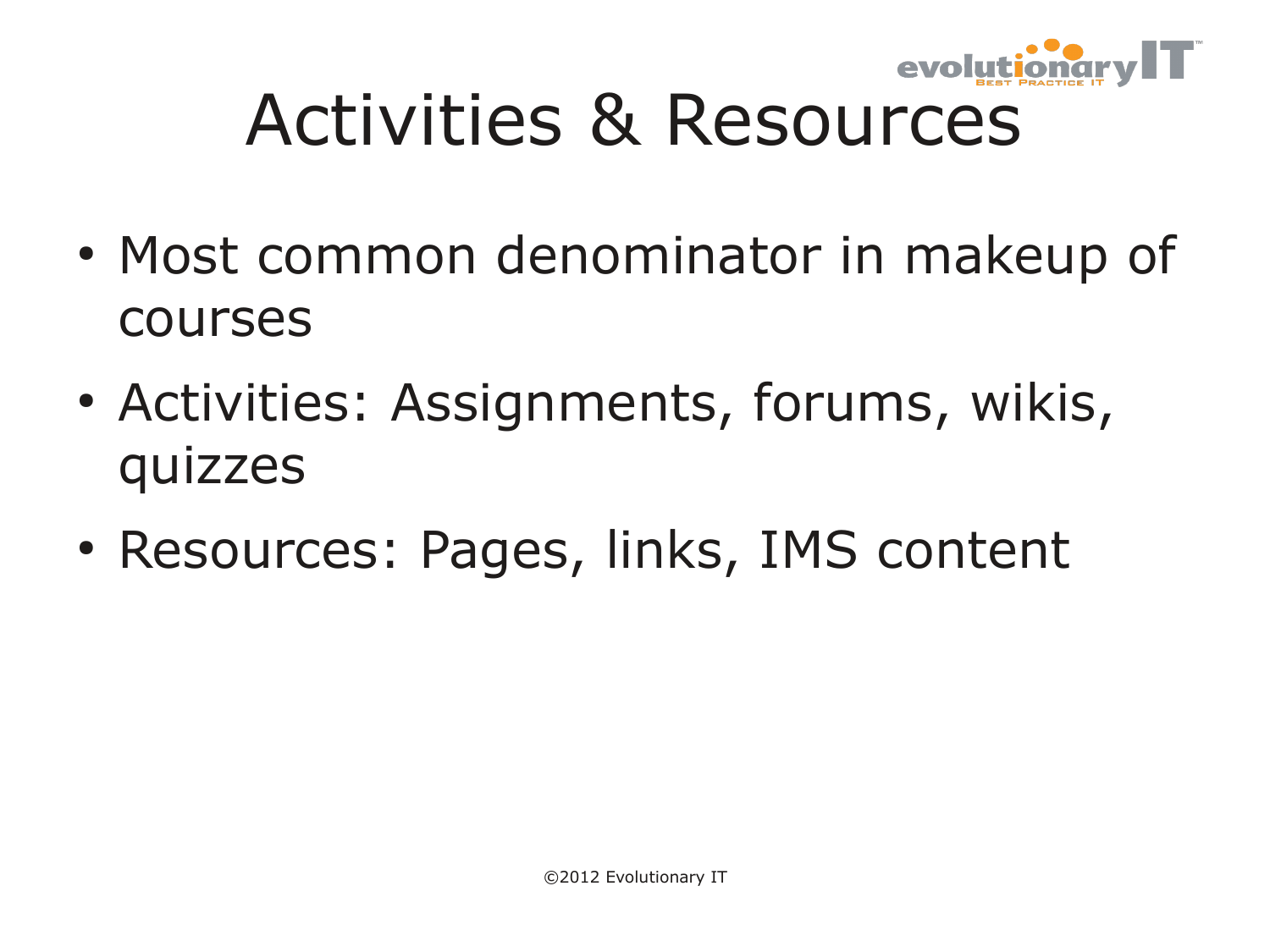# Activities & Resources

- Most common denominator in makeup of courses
- Activities: Assignments, forums, wikis, quizzes
- Resources: Pages, links, IMS content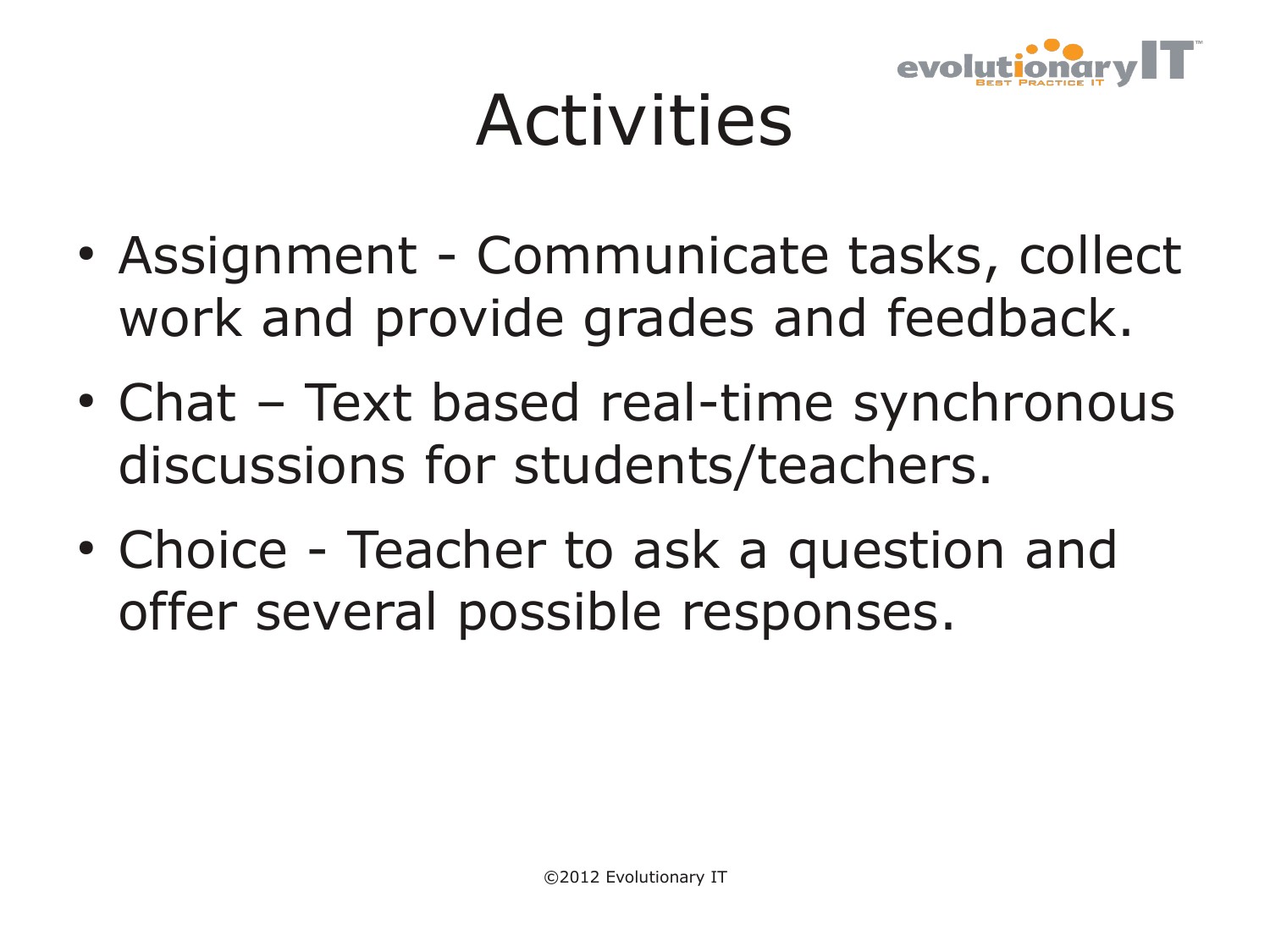# Activities

- Assignment - Communicate tasks, collect work and provide grades and feedback.
- Chat – Text based real-time synchronous discussions for students/teachers.
- Choice - Teacher to ask a question and offer several possible responses.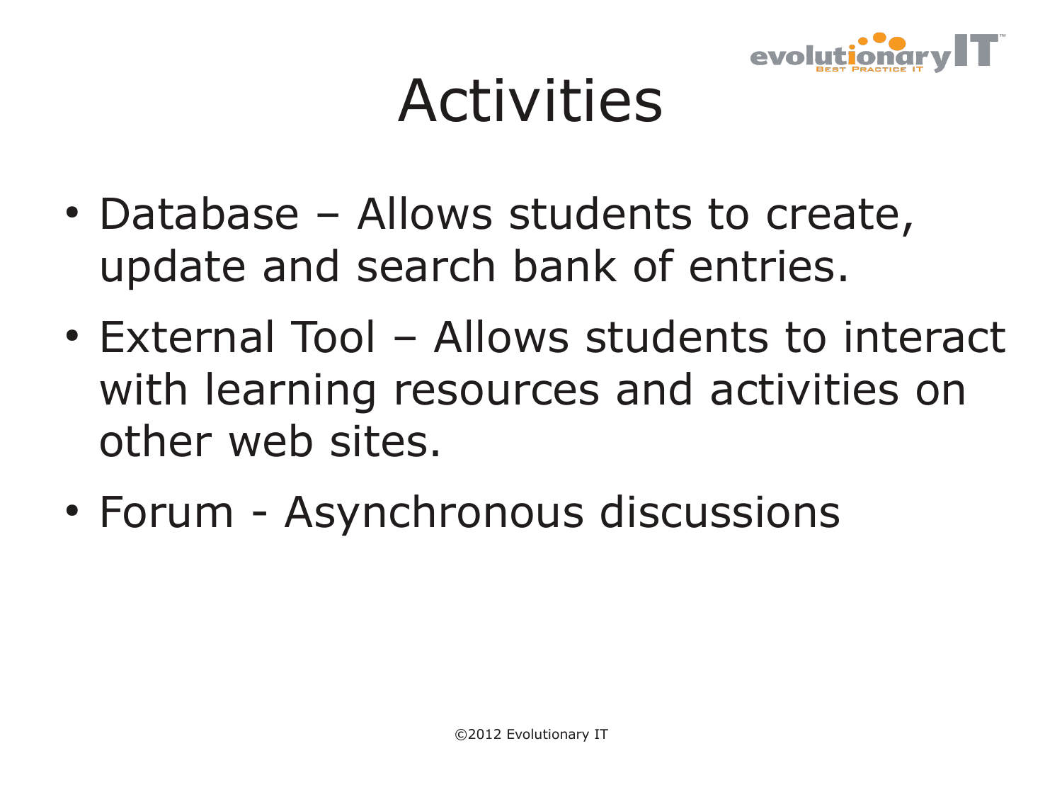# Activities

- Database – Allows students to create, update and search bank of entries.
- External Tool – Allows students to interact with learning resources and activities on other web sites.
- Forum - Asynchronous discussions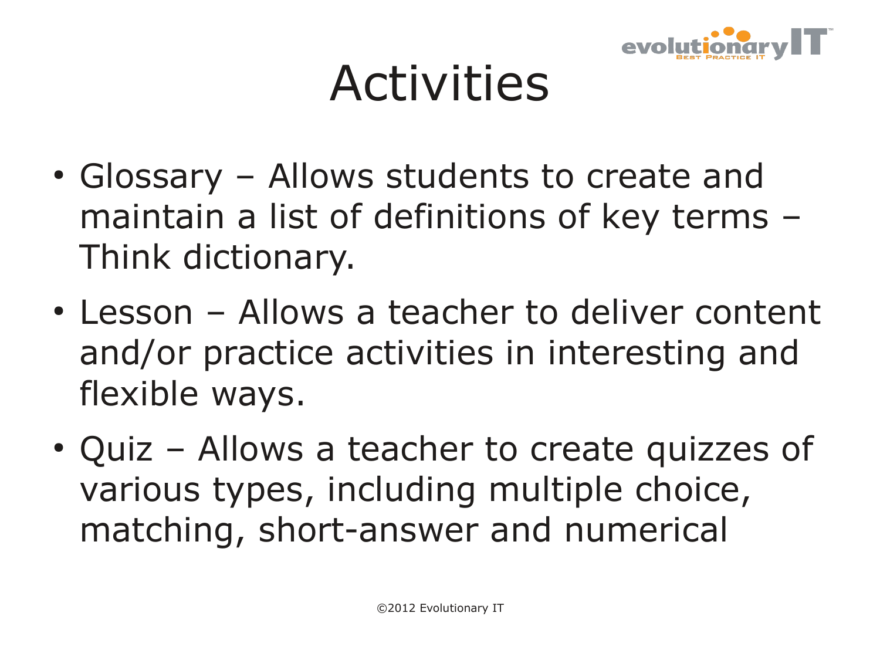# Activities

- Glossary – Allows students to create and maintain a list of definitions of key terms – Think dictionary.
- Lesson – Allows a teacher to deliver content and/or practice activities in interesting and flexible ways.
- Quiz – Allows a teacher to create quizzes of various types, including multiple choice, matching, short-answer and numerical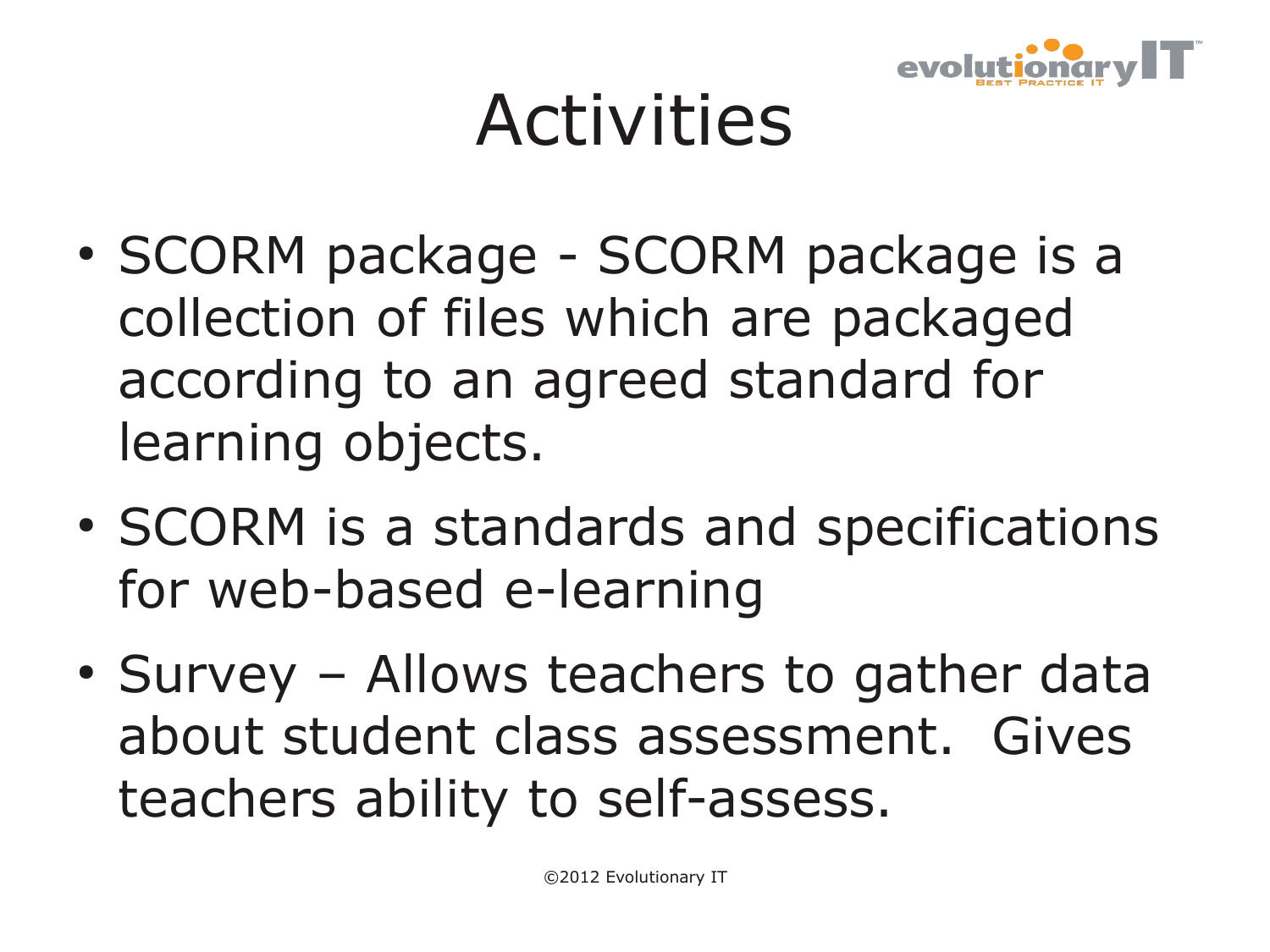# Activities

- SCORM package - SCORM package is a collection of files which are packaged according to an agreed standard for learning objects.
- SCORM is a standards and specifications for web-based e-learning
- Survey – Allows teachers to gather data about student class assessment. Gives teachers ability to self-assess.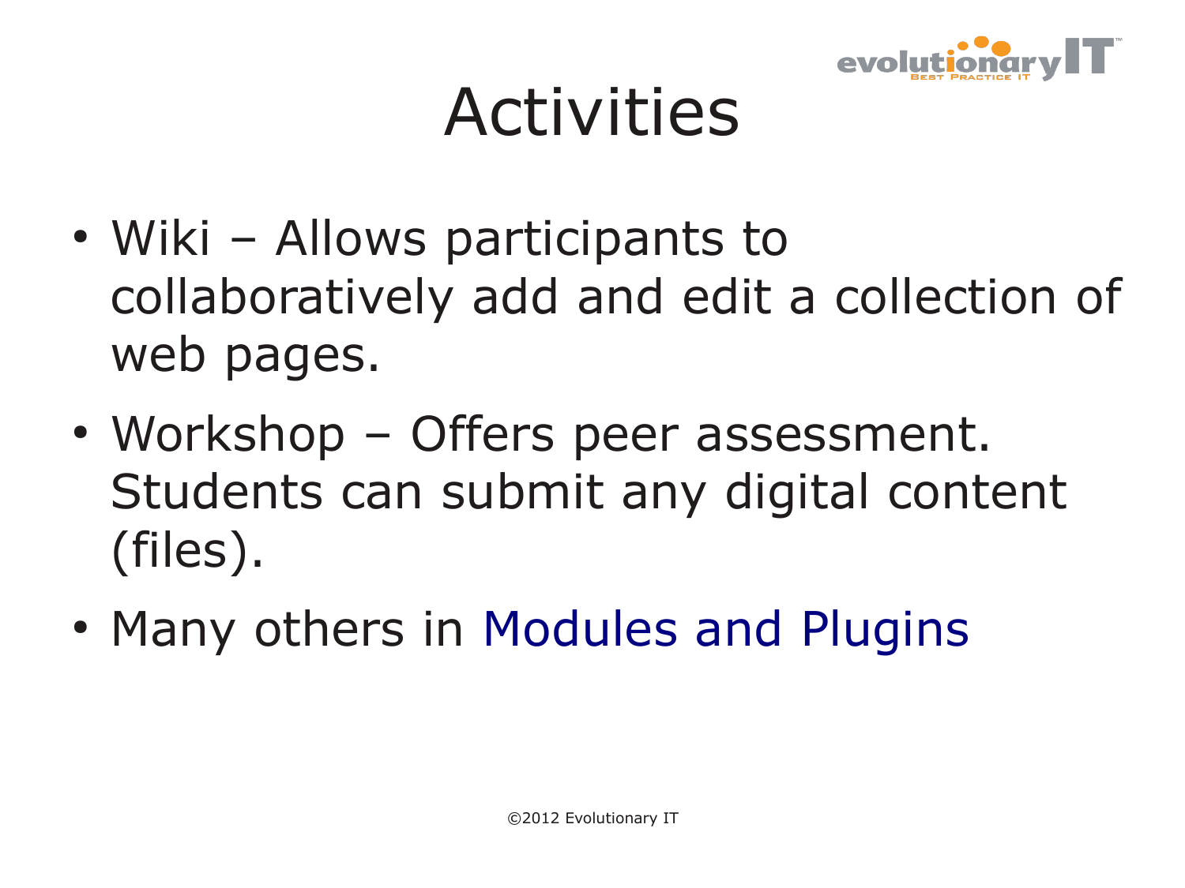# Activities

- Wiki – Allows participants to collaboratively add and edit a collection of web pages.
- Workshop – Offers peer assessment. Students can submit any digital content (files).
- Many others in Modules and Plugins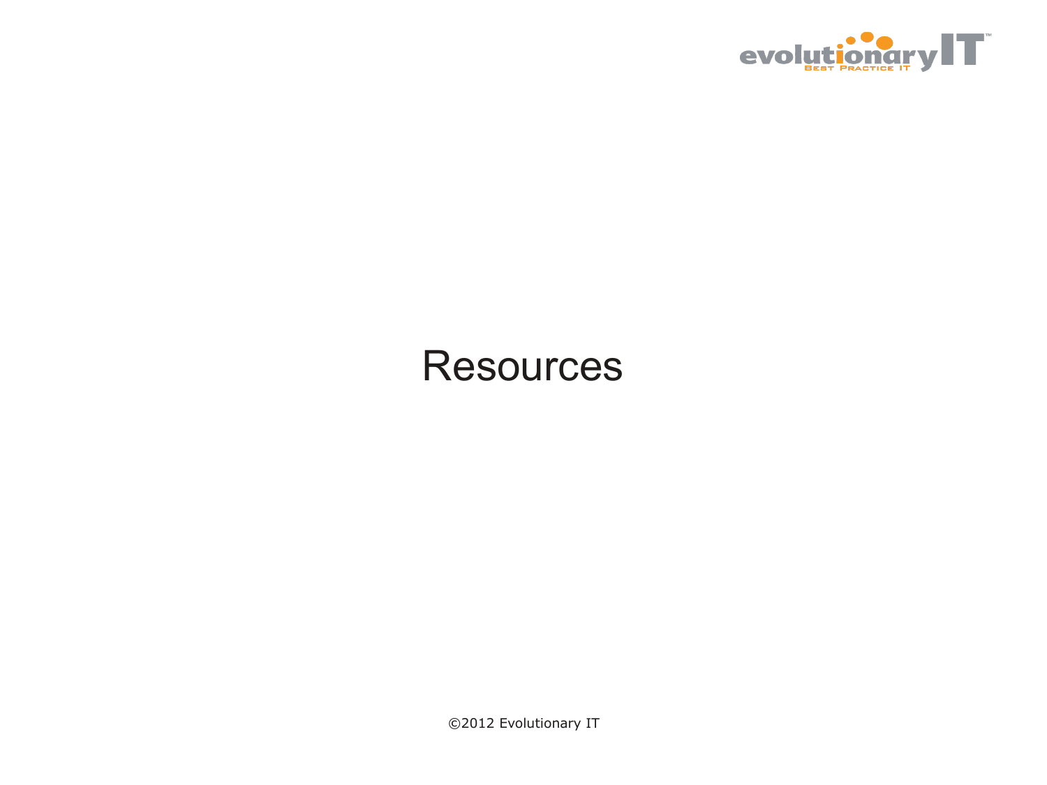# Resources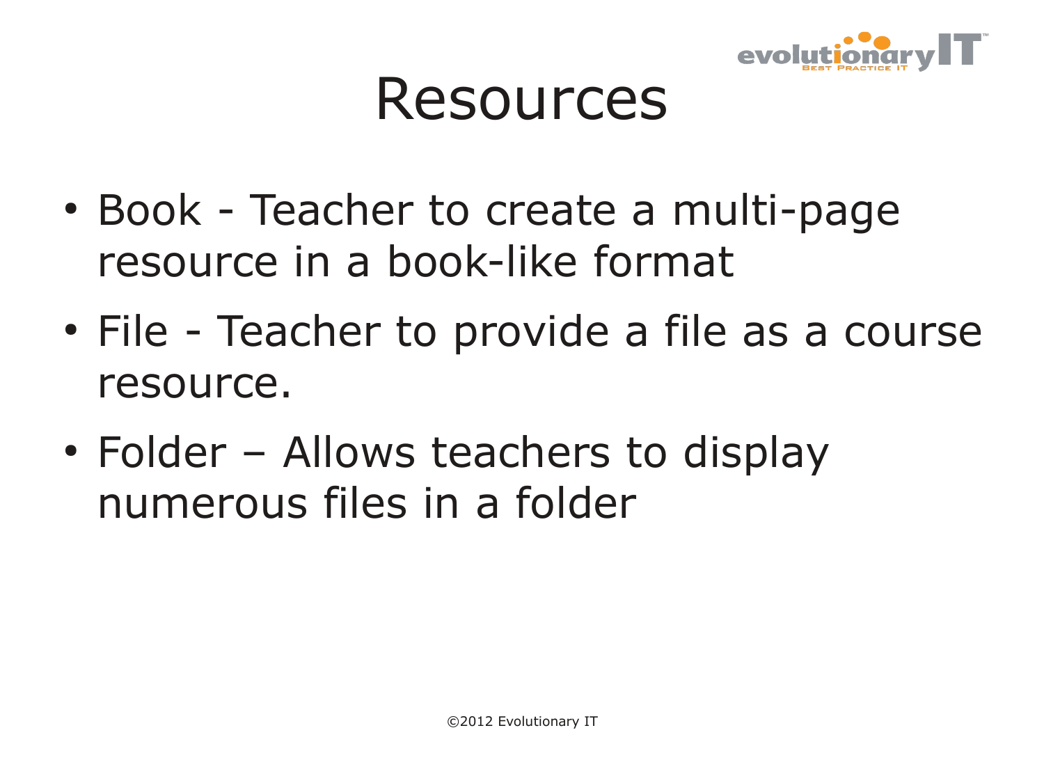# Resources

- Book - Teacher to create a multi-page resource in a book-like format
- File - Teacher to provide a file as a course resource.
- Folder – Allows teachers to display numerous files in a folder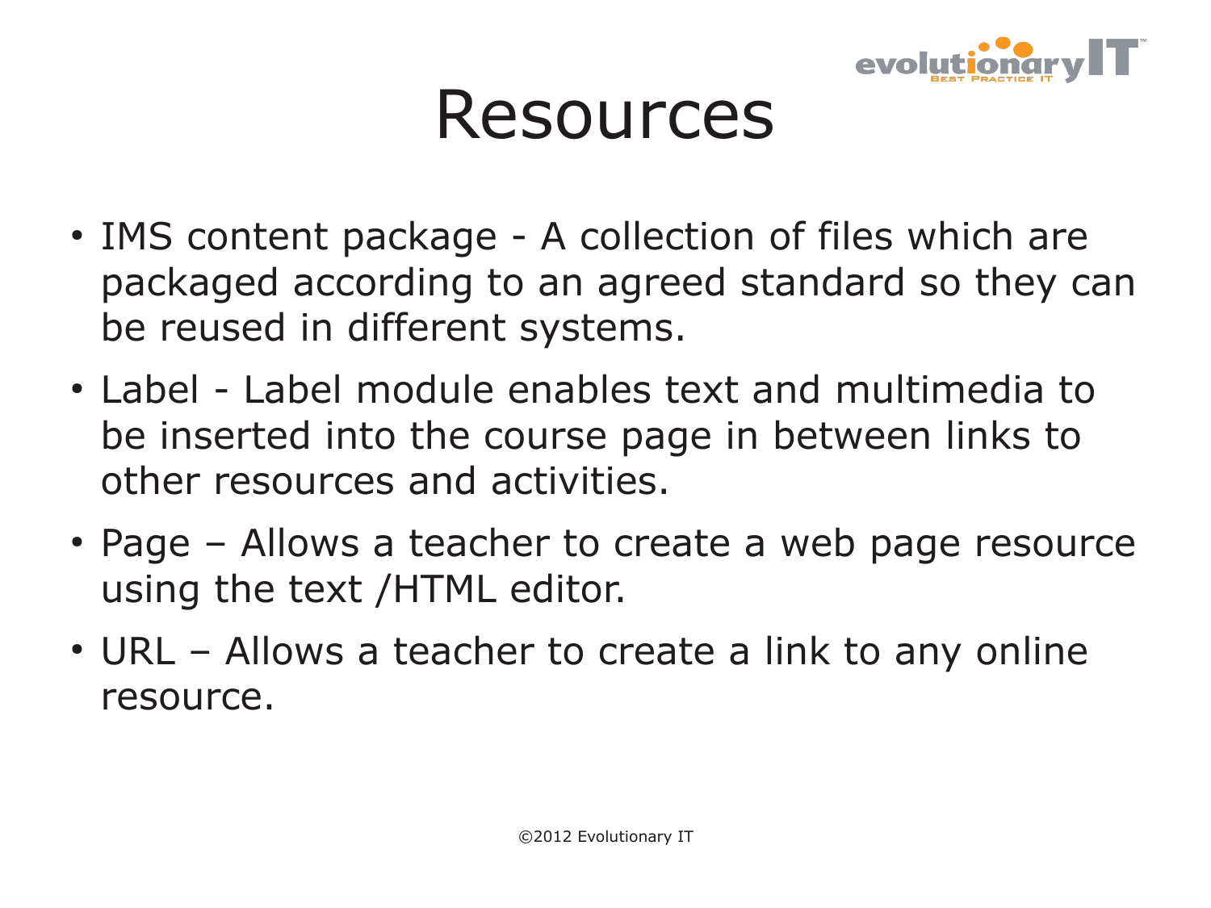# Resources

- IMS content package - A collection of files which are packaged according to an agreed standard so they can be reused in different systems.
- Label - Label module enables text and multimedia to be inserted into the course page in between links to other resources and activities.
- Page – Allows a teacher to create a web page resource using the text /HTML editor.
- URL – Allows a teacher to create a link to any online resource.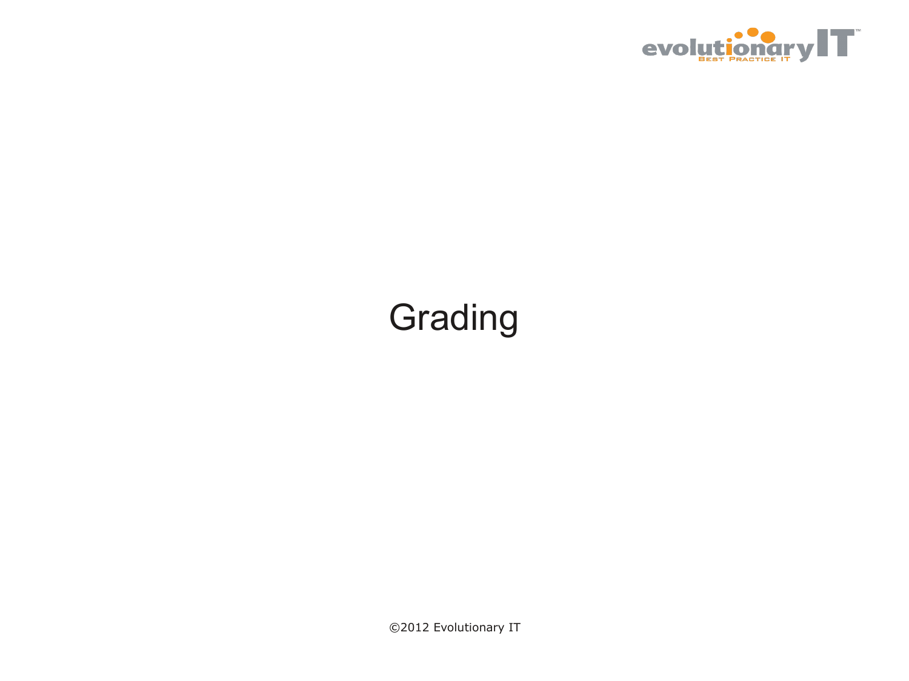# Grading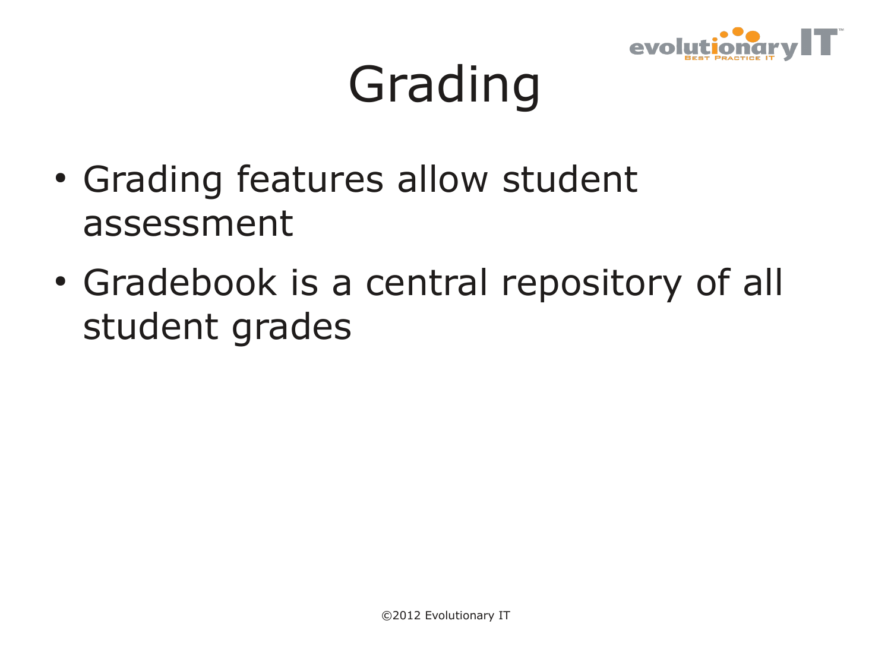# Grading

- Grading features allow student assessment
- Gradebook is a central repository of all student grades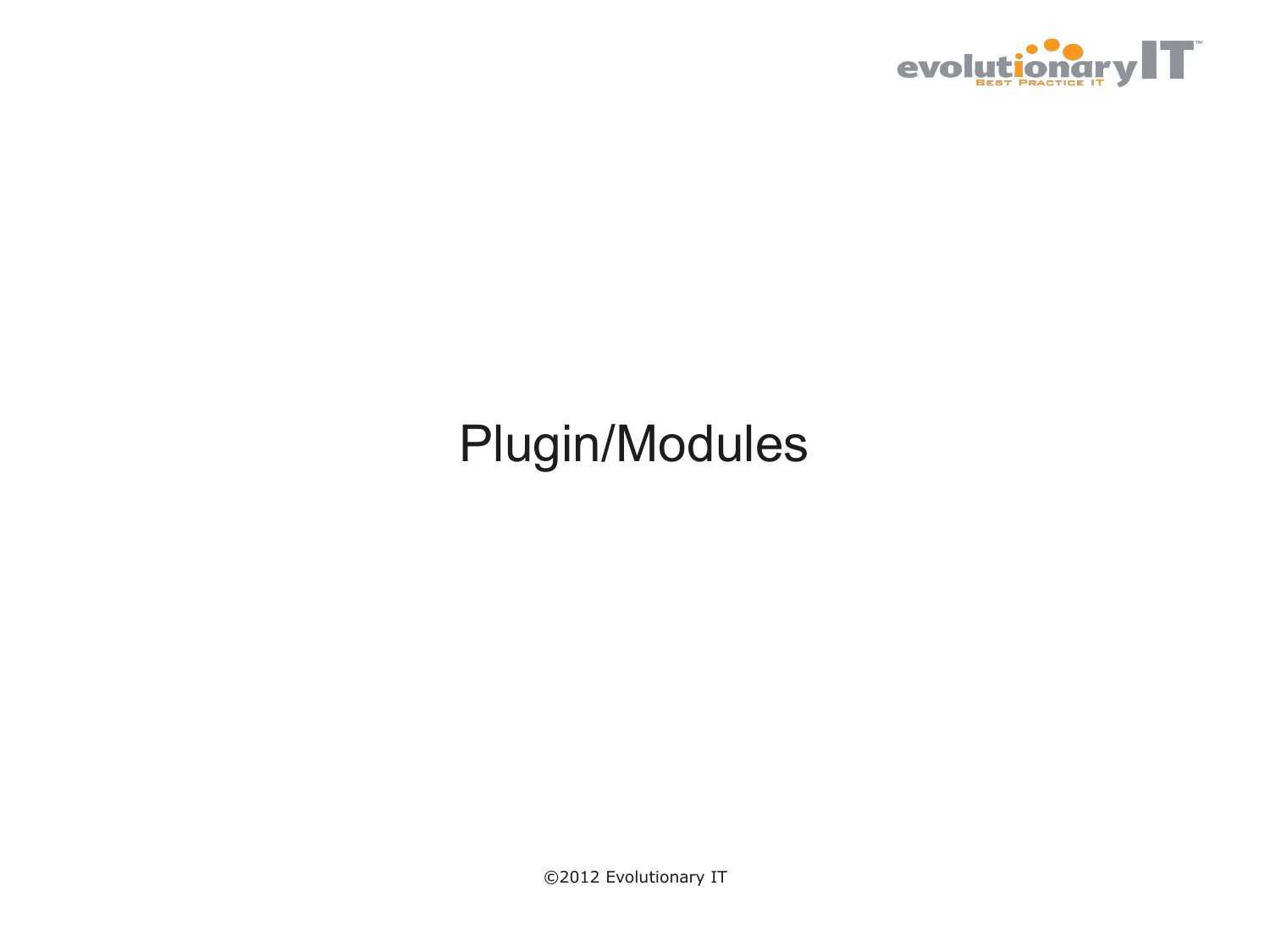# Plugin/Modules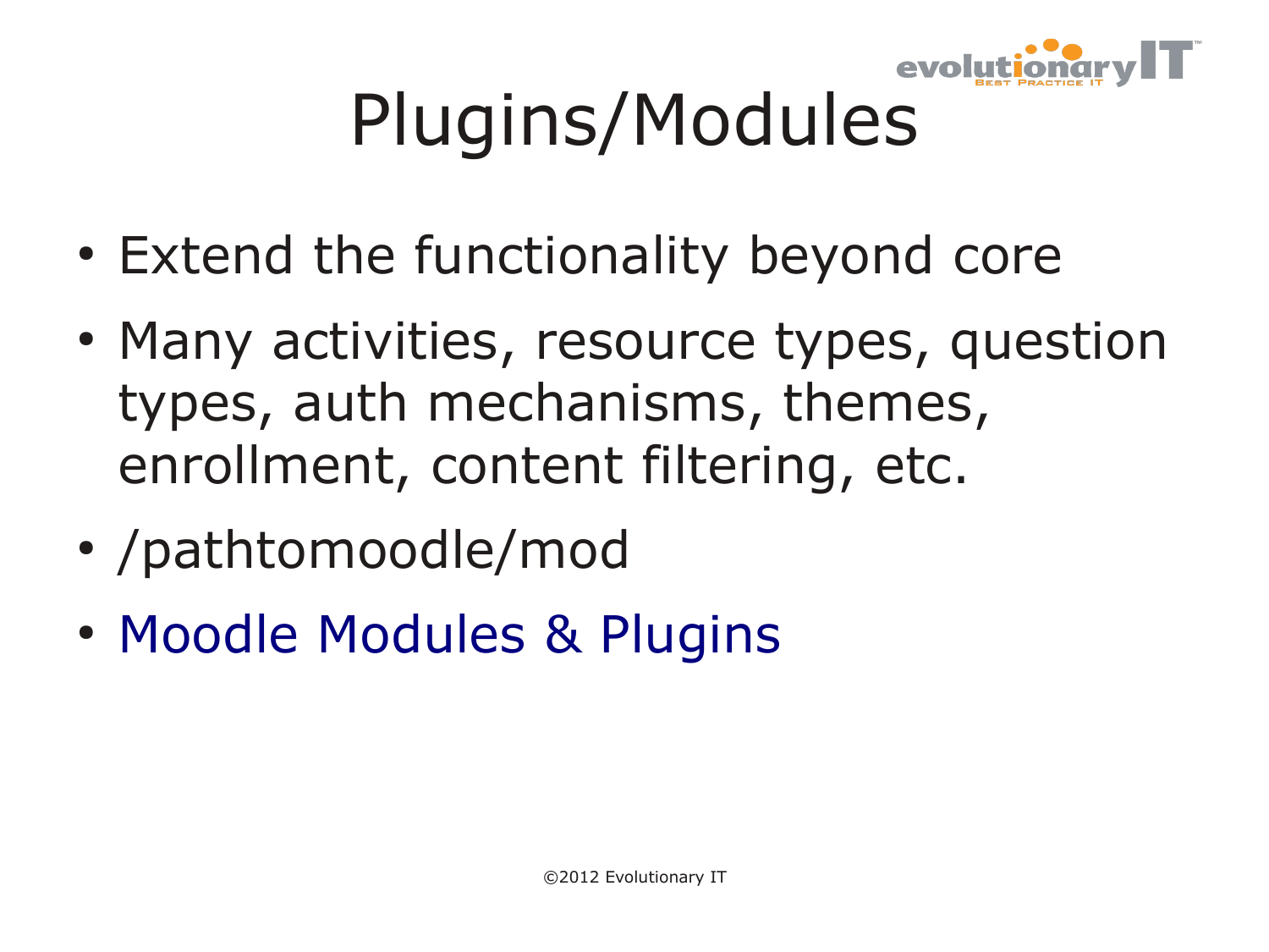# Plugins/Modules

- Extend the functionality beyond core
- Many activities, resource types, question types, auth mechanisms, themes, enrollment, content filtering, etc.
- /pathtomoodle/mod
- Moodle Modules & Plugins

©2012 Evolutionary IT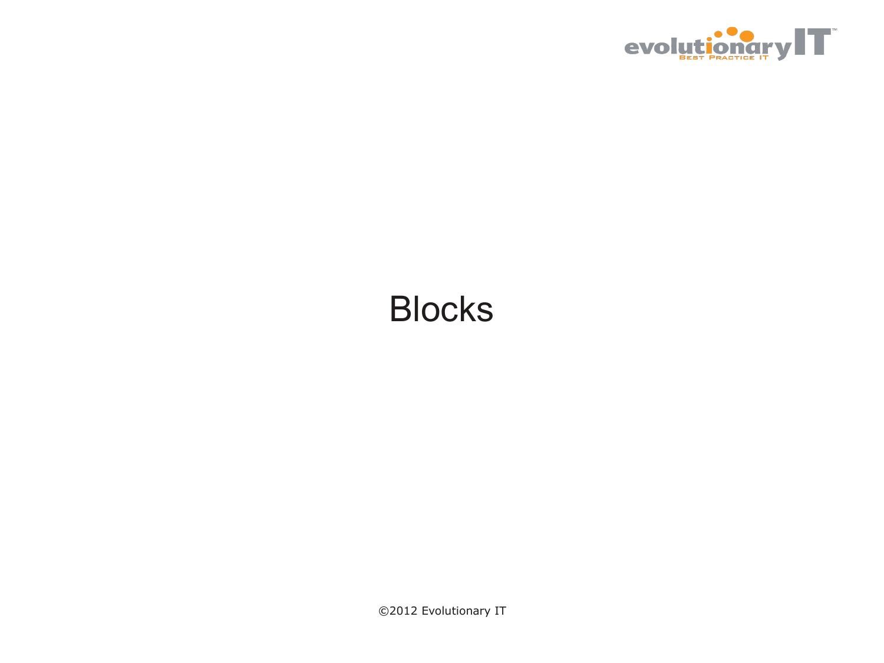# Blocks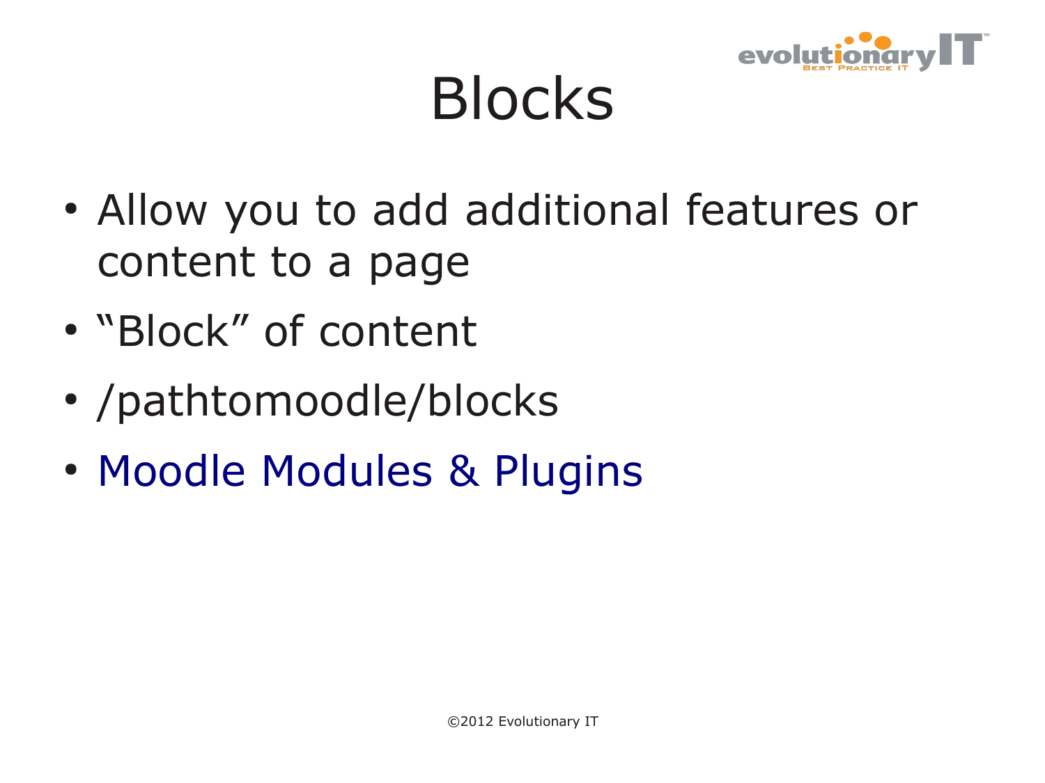# Blocks

- Allow you to add additional features or content to a page
- "Block" of content
- /pathtomoodle/blocks
- Moodle Modules & Plugins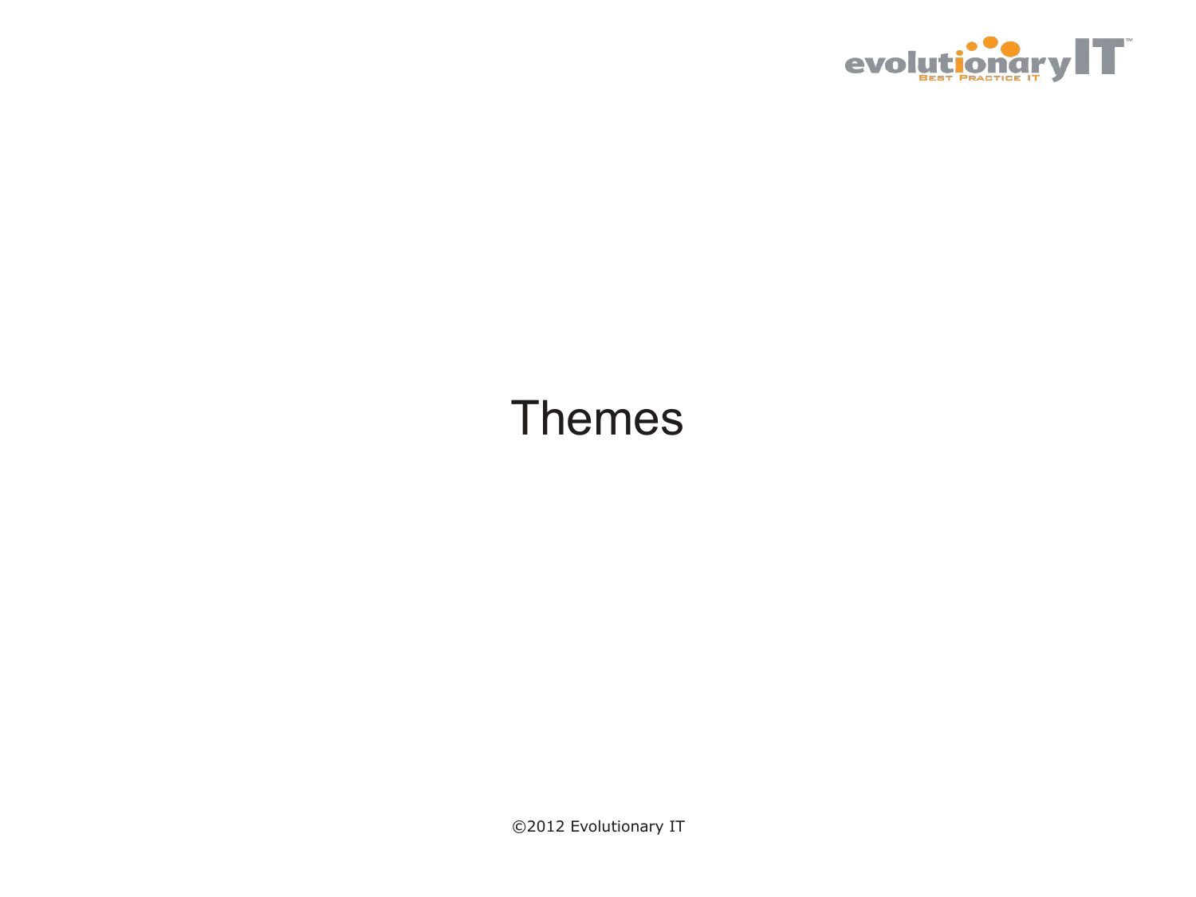# Themes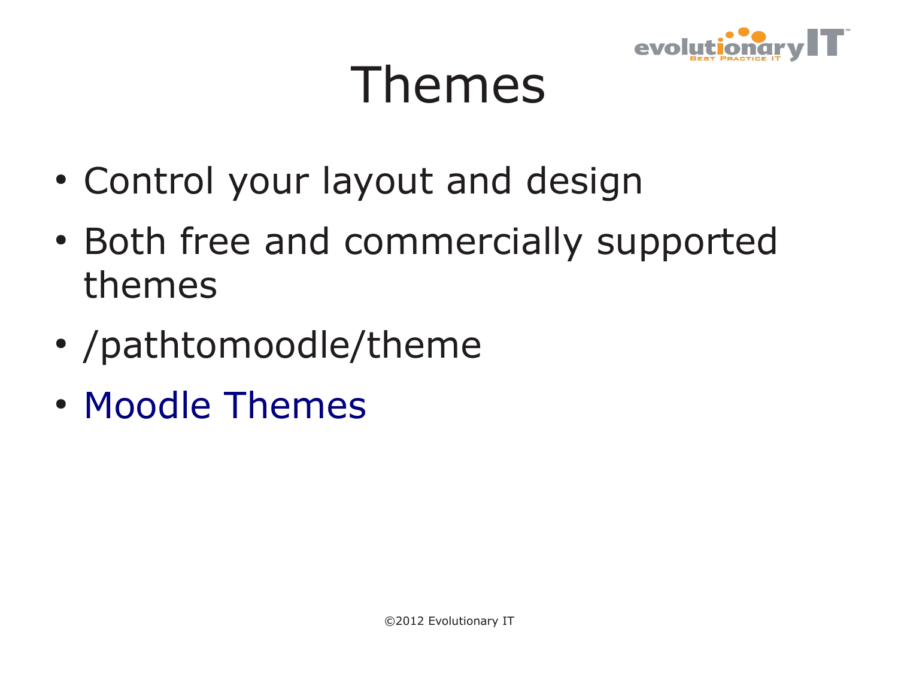# Themes

- Control your layout and design
- Both free and commercially supported themes
- /pathtomoodle/theme
- Moodle Themes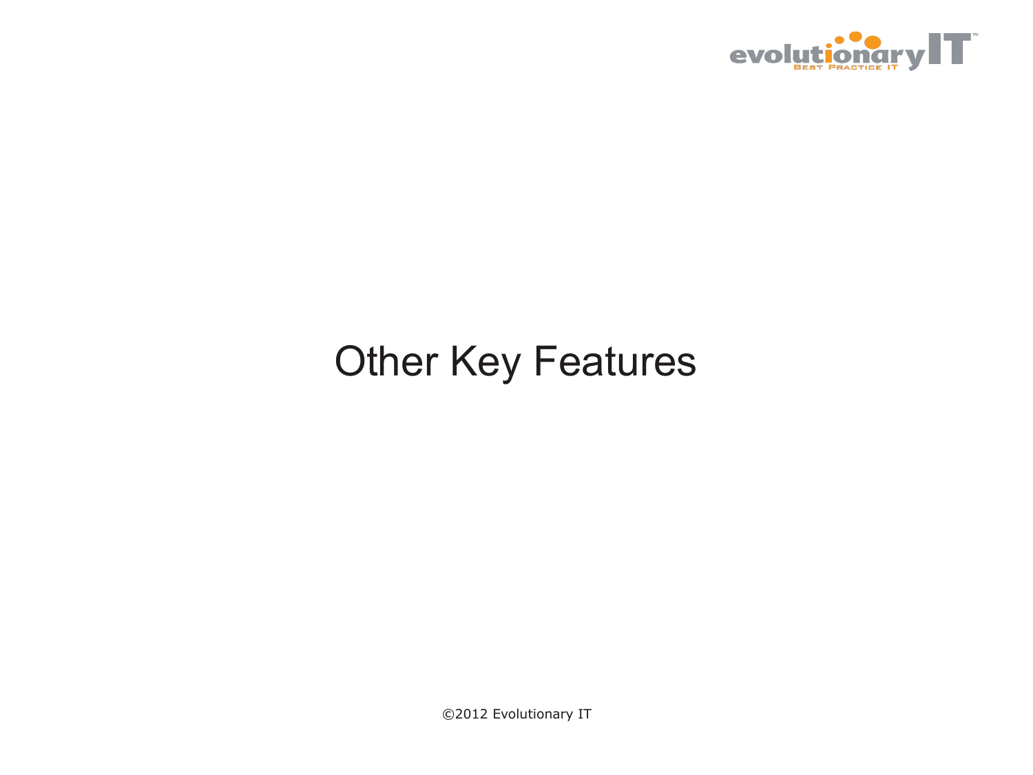# Other Key Features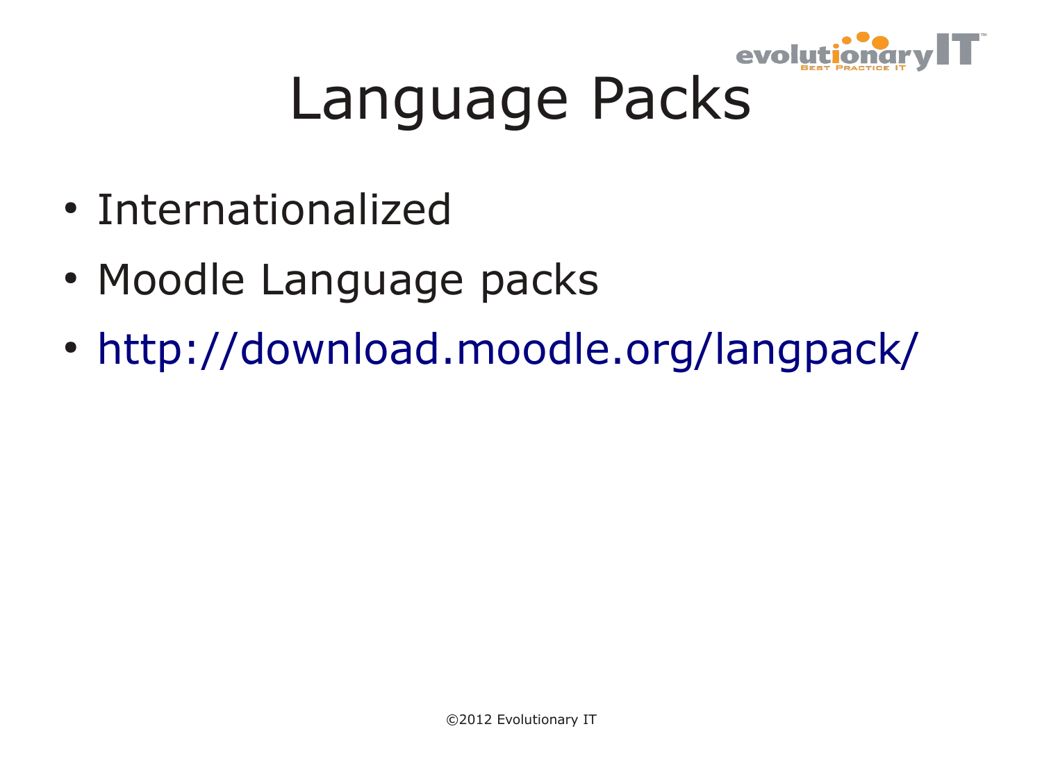# Language Packs

- Internationalized
- Moodle Language packs
- http://download.moodle.org/langpack/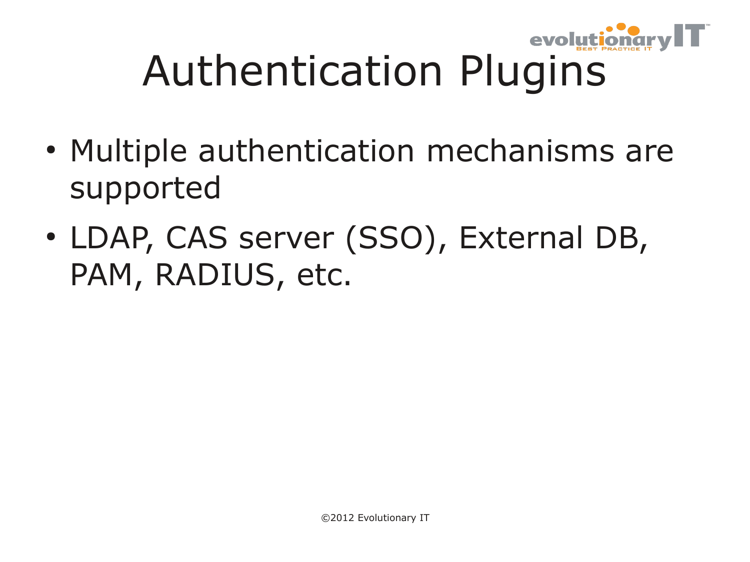# Authentication Plugins

- Multiple authentication mechanisms are supported
- LDAP, CAS server (SSO), External DB, PAM, RADIUS, etc.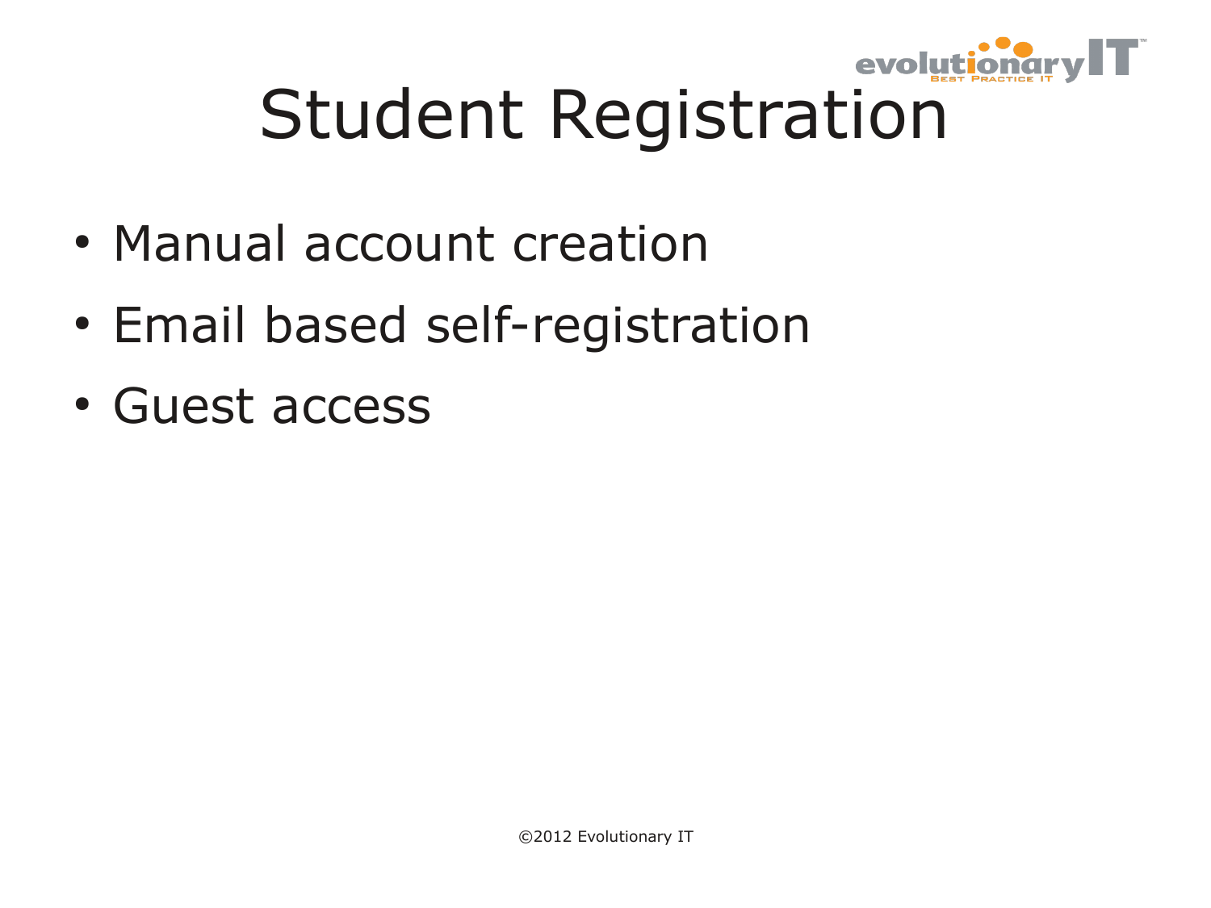# Student Registration

- Manual account creation
- Email based self-registration
- Guest access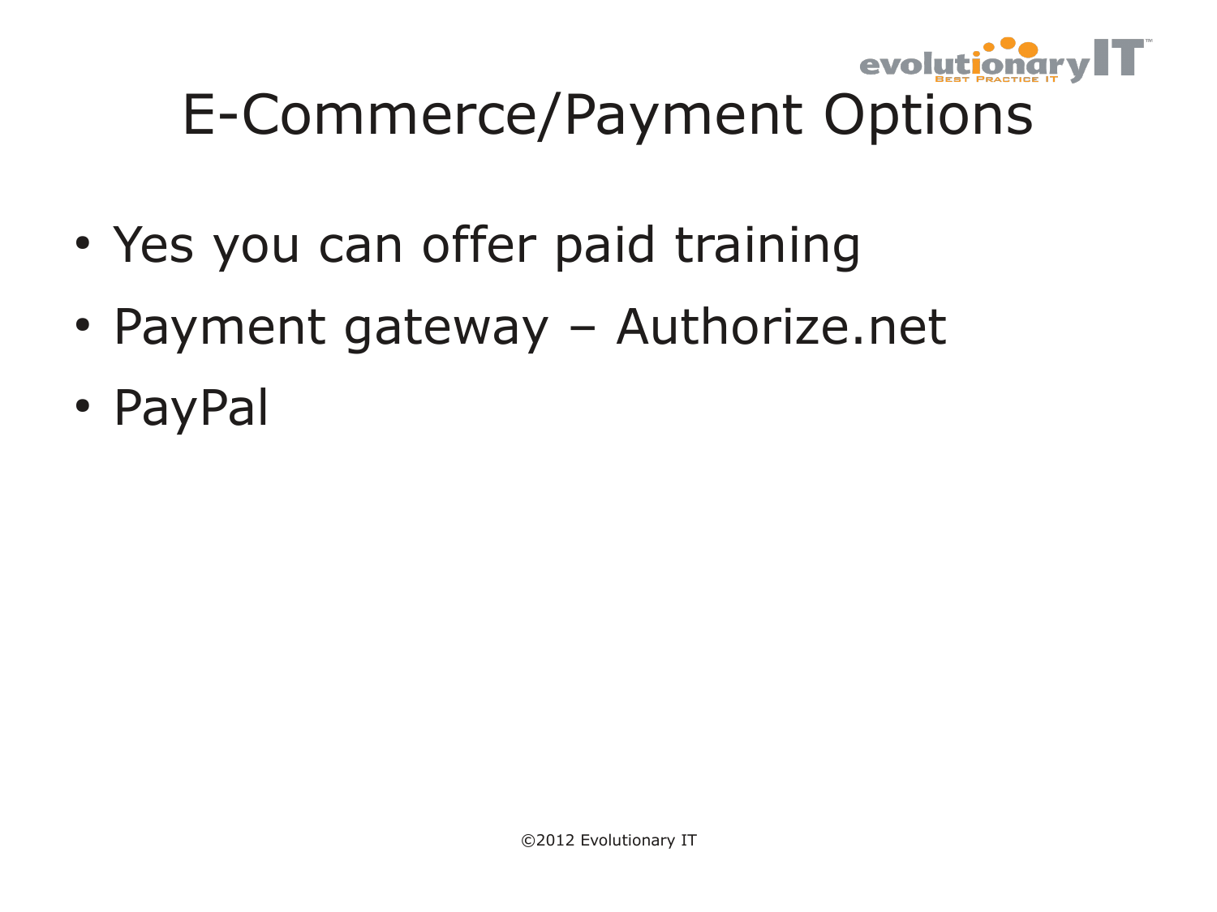# E-Commerce/Payment Options

- Yes you can offer paid training
- Payment gateway – Authorize.net
- PayPal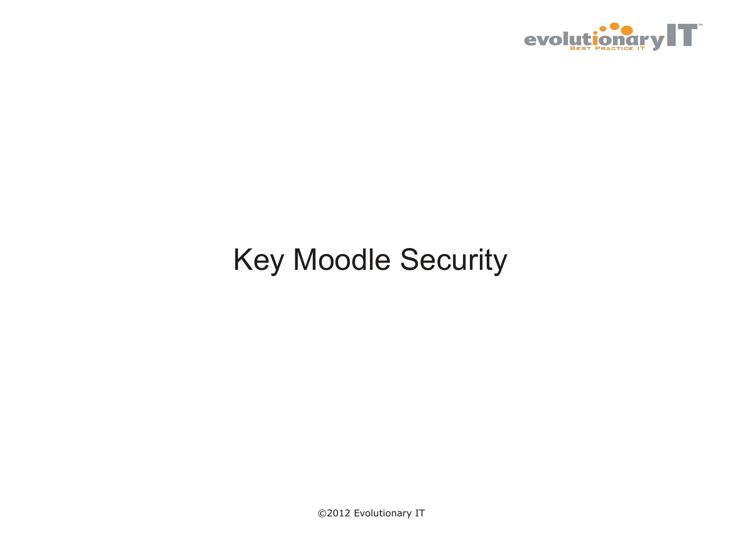# Key Moodle Security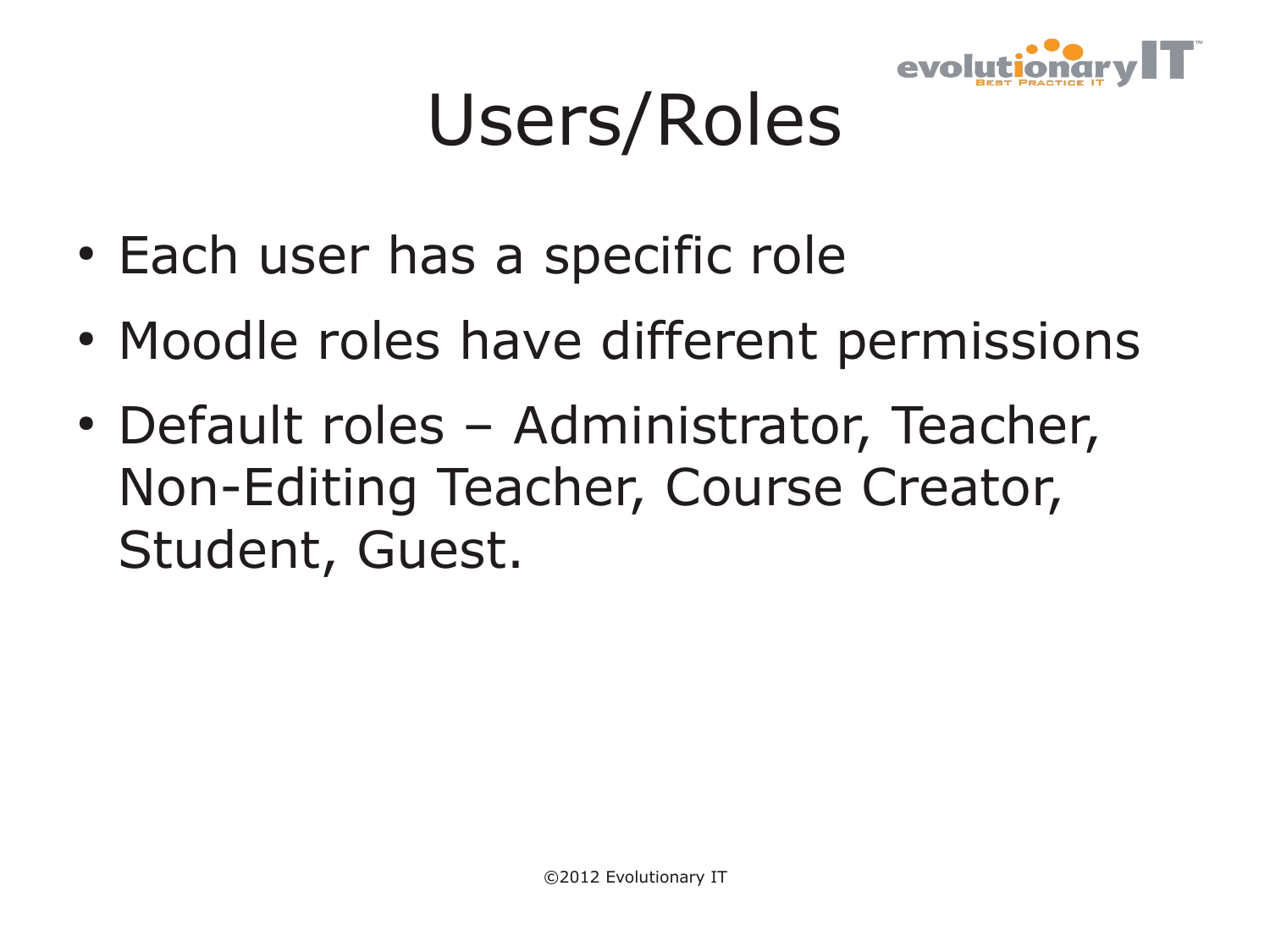# Users/Roles

- Each user has a specific role
- Moodle roles have different permissions
- Default roles – Administrator, Teacher, Non-Editing Teacher, Course Creator, Student, Guest.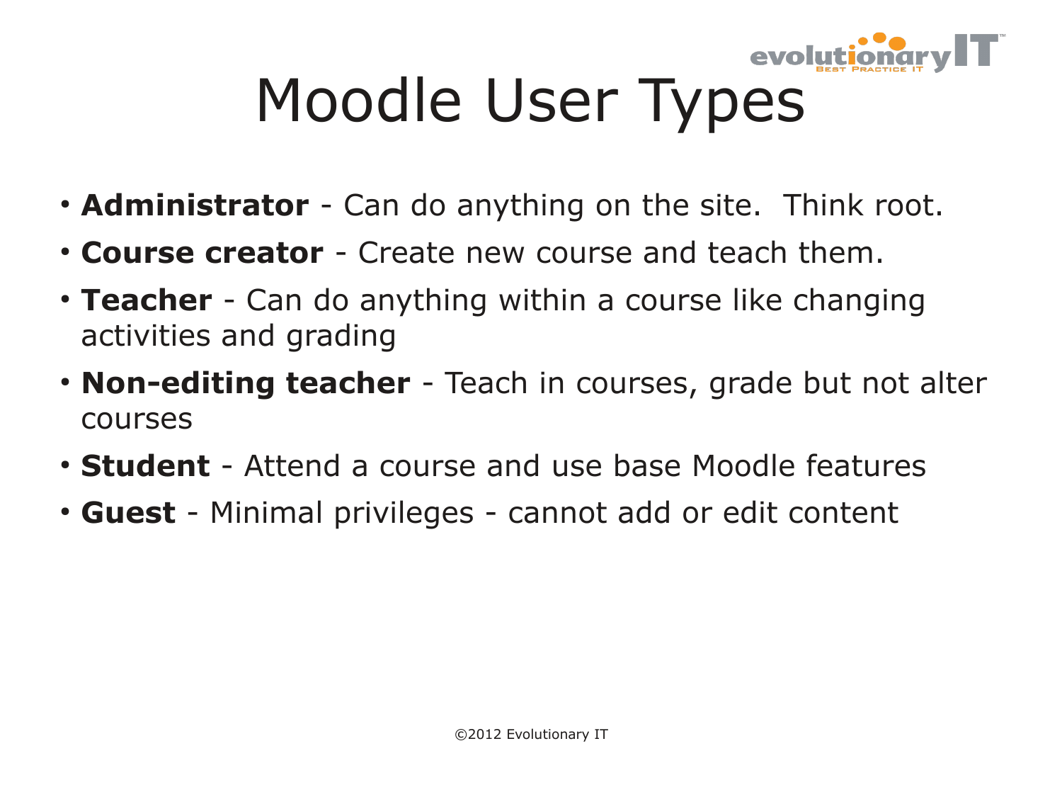# Moodle User Types

- **Administrator** - Can do anything on the site.  Think root.
- **Course creator** - Create new course and teach them.
- **Teacher** - Can do anything within a course like changing activities and grading
- **Non-editing teacher** - Teach in courses, grade but not alter courses
- **Student** - Attend a course and use base Moodle features
- **Guest** - Minimal privileges - cannot add or edit content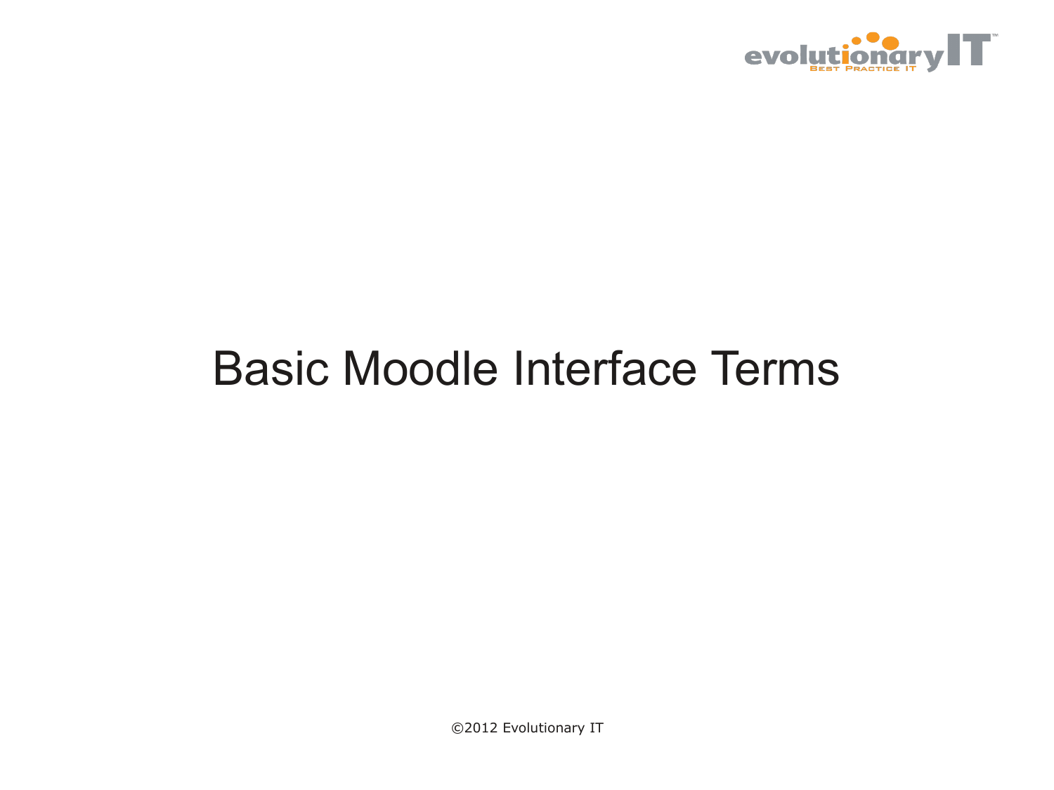# Basic Moodle Interface Terms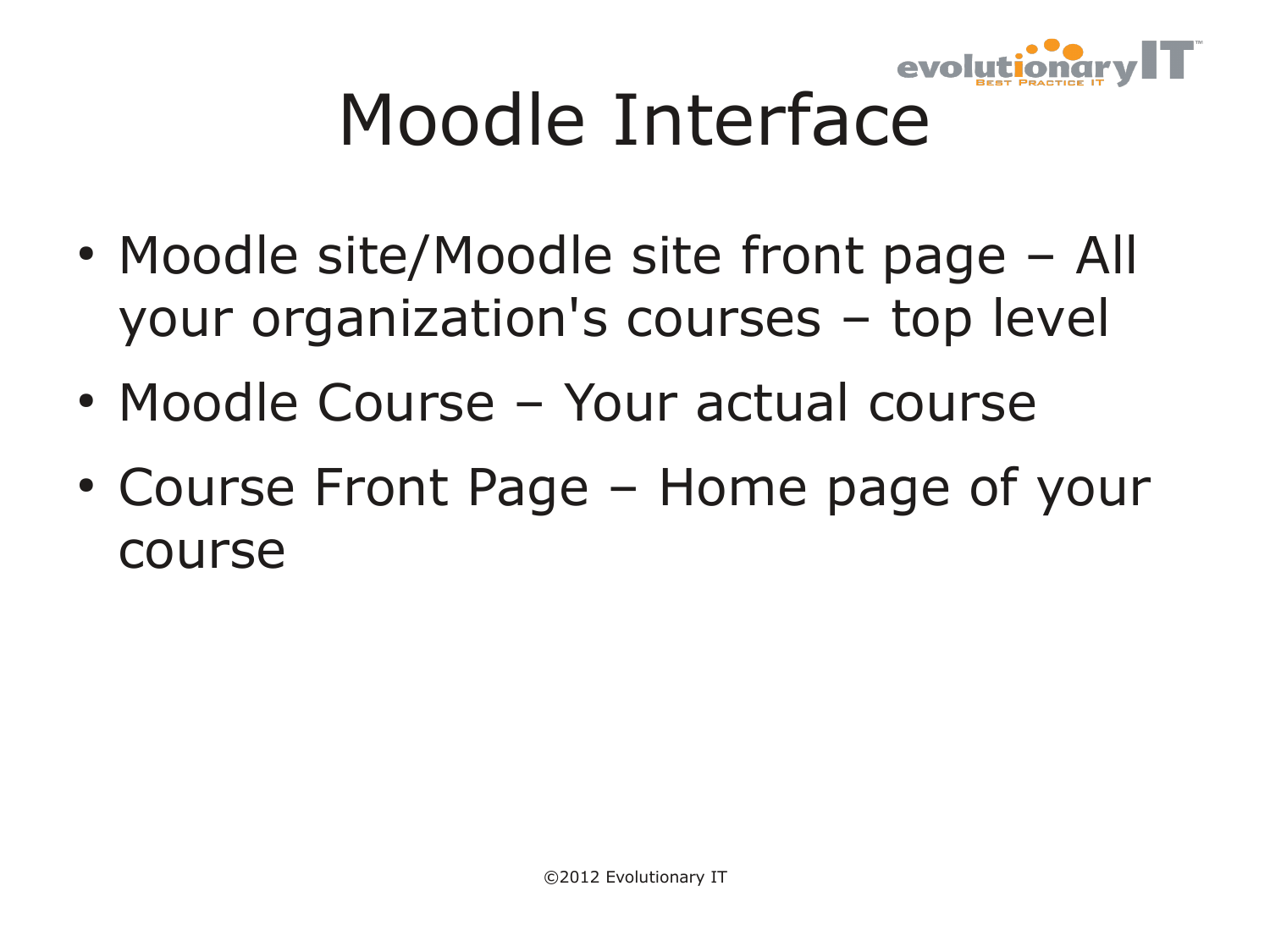# Moodle Interface

- Moodle site/Moodle site front page – All your organization's courses – top level
- Moodle Course – Your actual course
- Course Front Page – Home page of your course

©2012 Evolutionary IT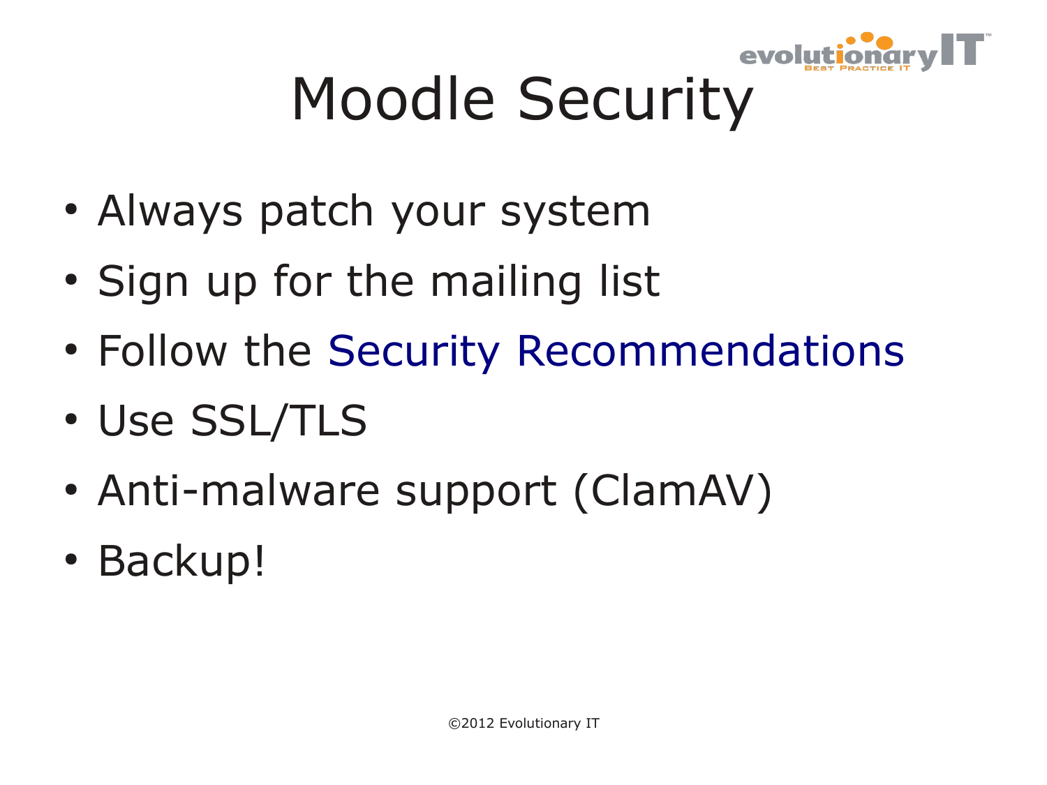# Moodle Security

- Always patch your system
- Sign up for the mailing list
- Follow the Security Recommendations
- Use SSL/TLS
- Anti-malware support (ClamAV)
- Backup!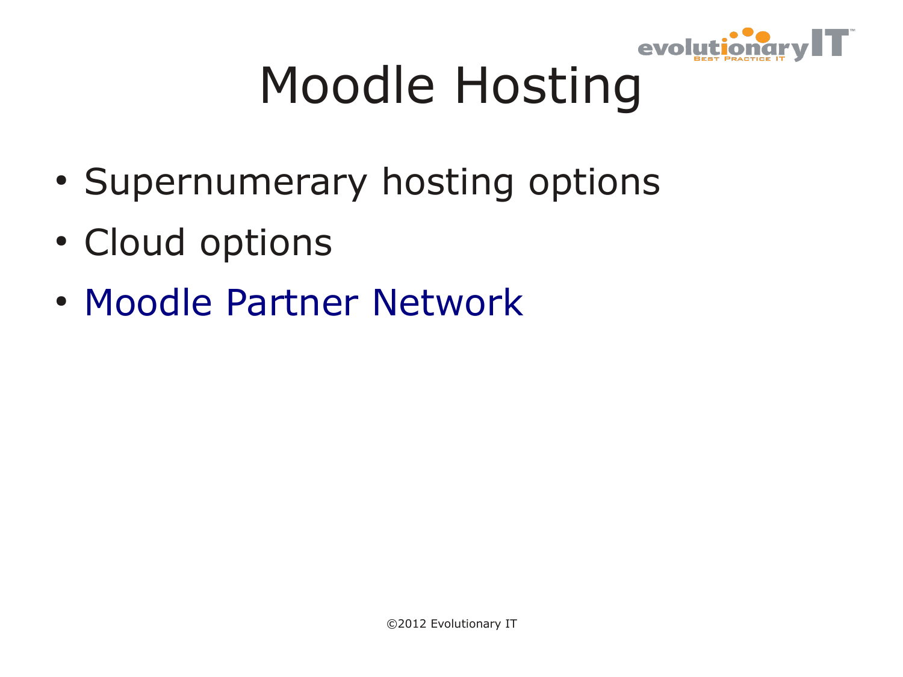# Moodle Hosting

- Supernumerary hosting options
- Cloud options
- Moodle Partner Network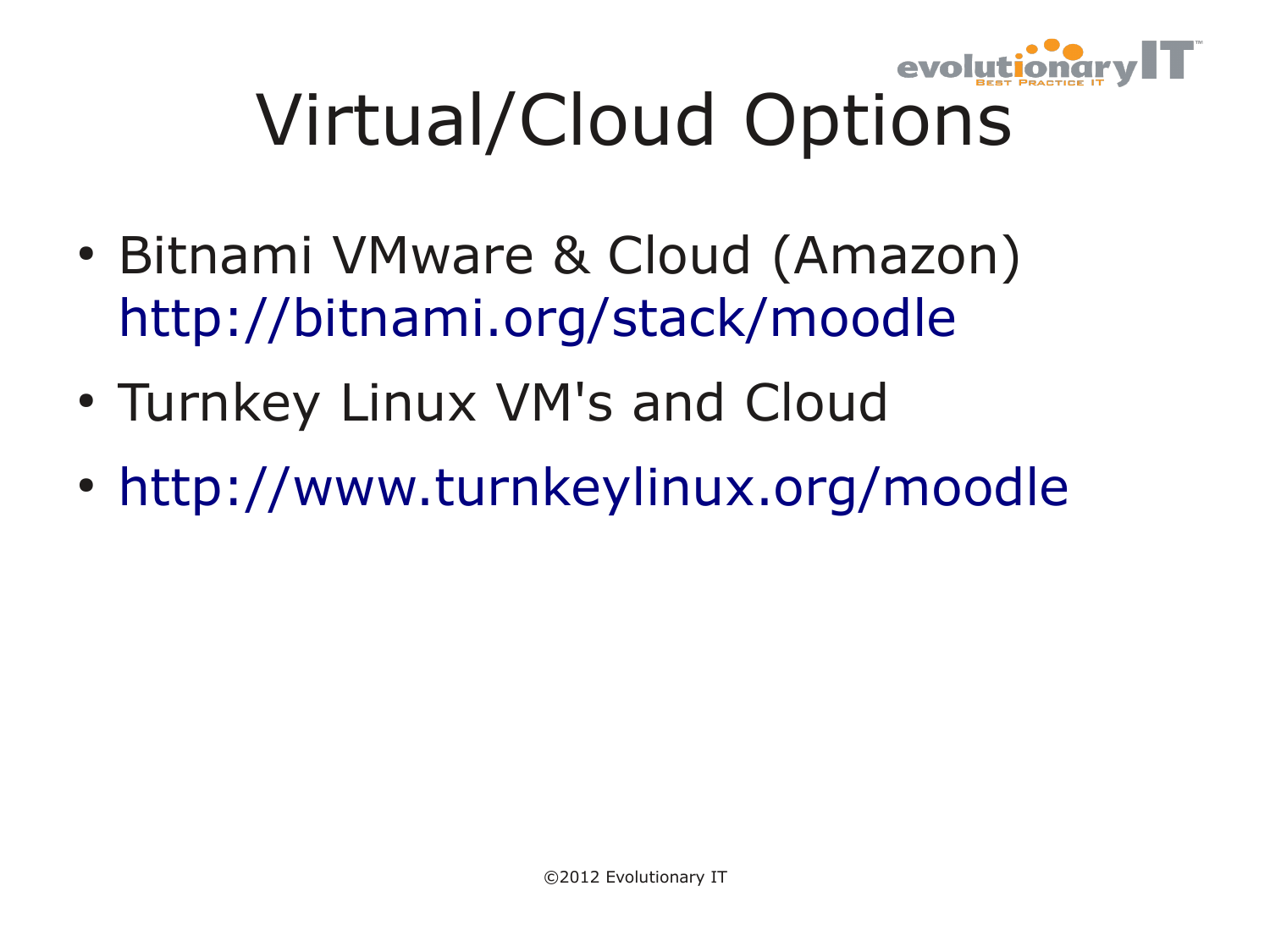# Virtual/Cloud Options

- Bitnami VMware & Cloud (Amazon) http://bitnami.org/stack/moodle
- Turnkey Linux VM's and Cloud
- http://www.turnkeylinux.org/moodle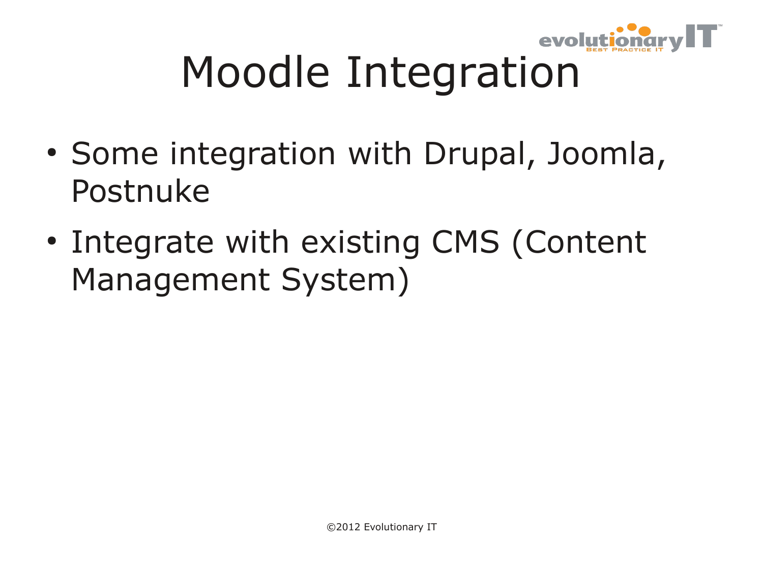# Moodle Integration

- Some integration with Drupal, Joomla, Postnuke
- Integrate with existing CMS (Content Management System)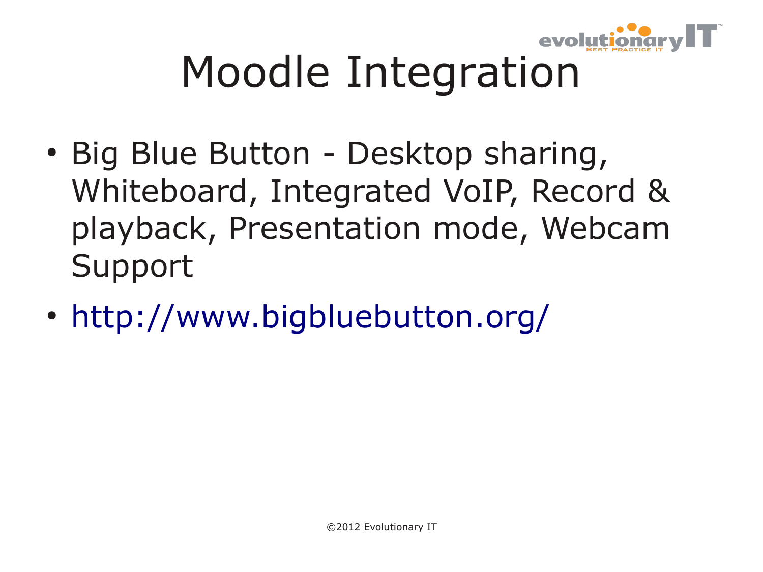# Moodle Integration

- Big Blue Button - Desktop sharing, Whiteboard, Integrated VoIP, Record & playback, Presentation mode, Webcam Support
- http://www.bigbluebutton.org/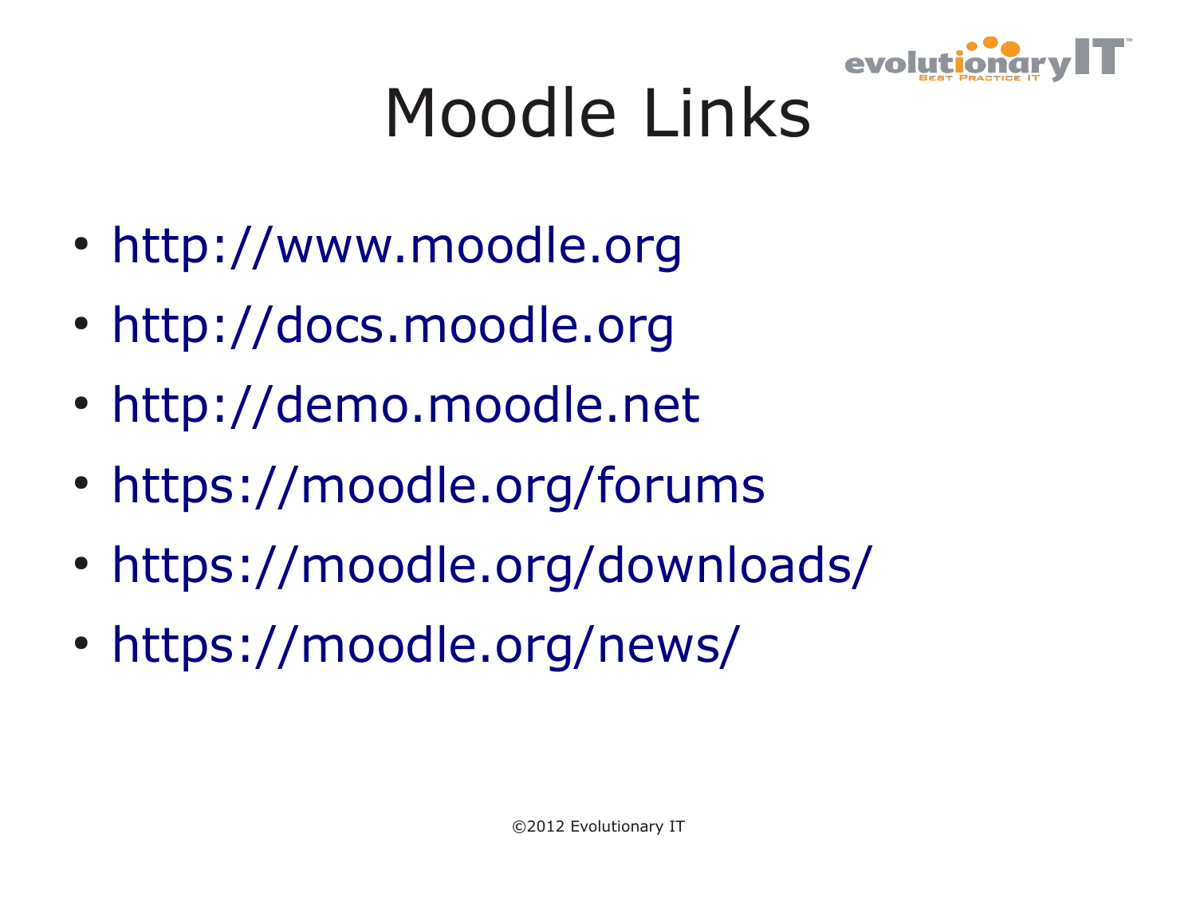# Moodle Links

- http://www.moodle.org
- http://docs.moodle.org
- http://demo.moodle.net
- https://moodle.org/forums
- https://moodle.org/downloads/
- https://moodle.org/news/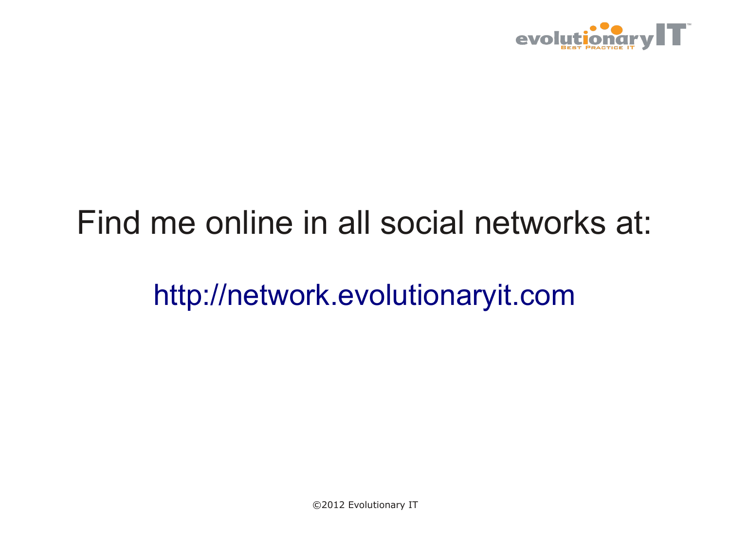Find me online in all social networks at:

http://network.evolutionaryit.com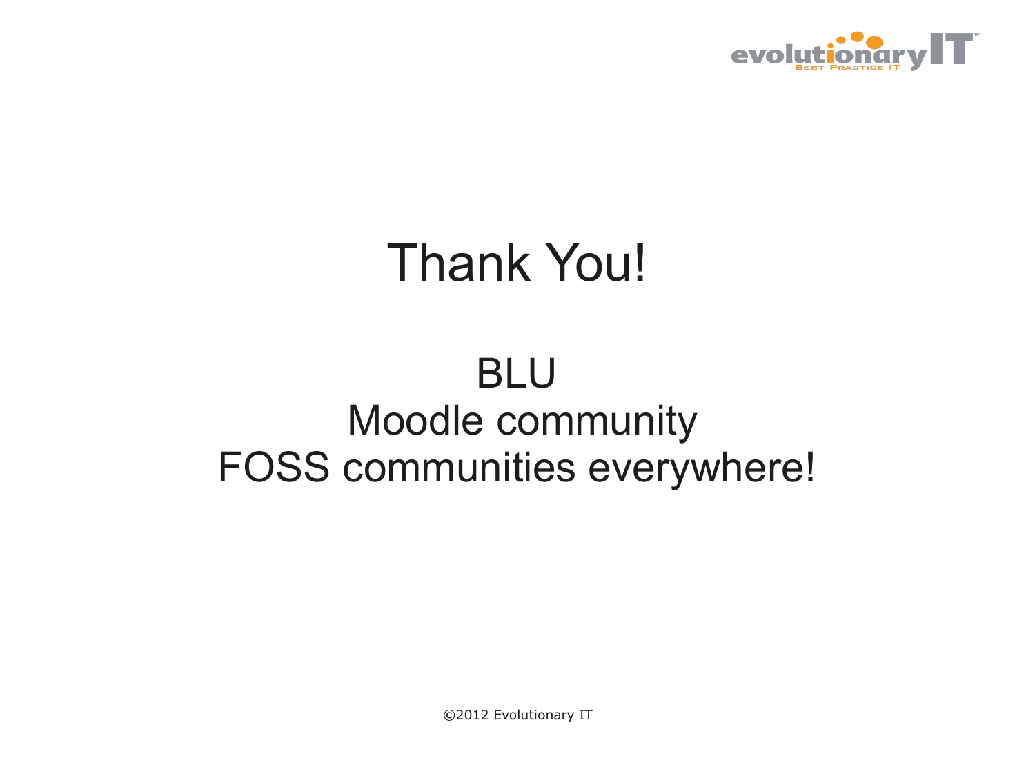# Thank You!

BLU

Moodle community

FOSS communities everywhere!

©2012 Evolutionary IT